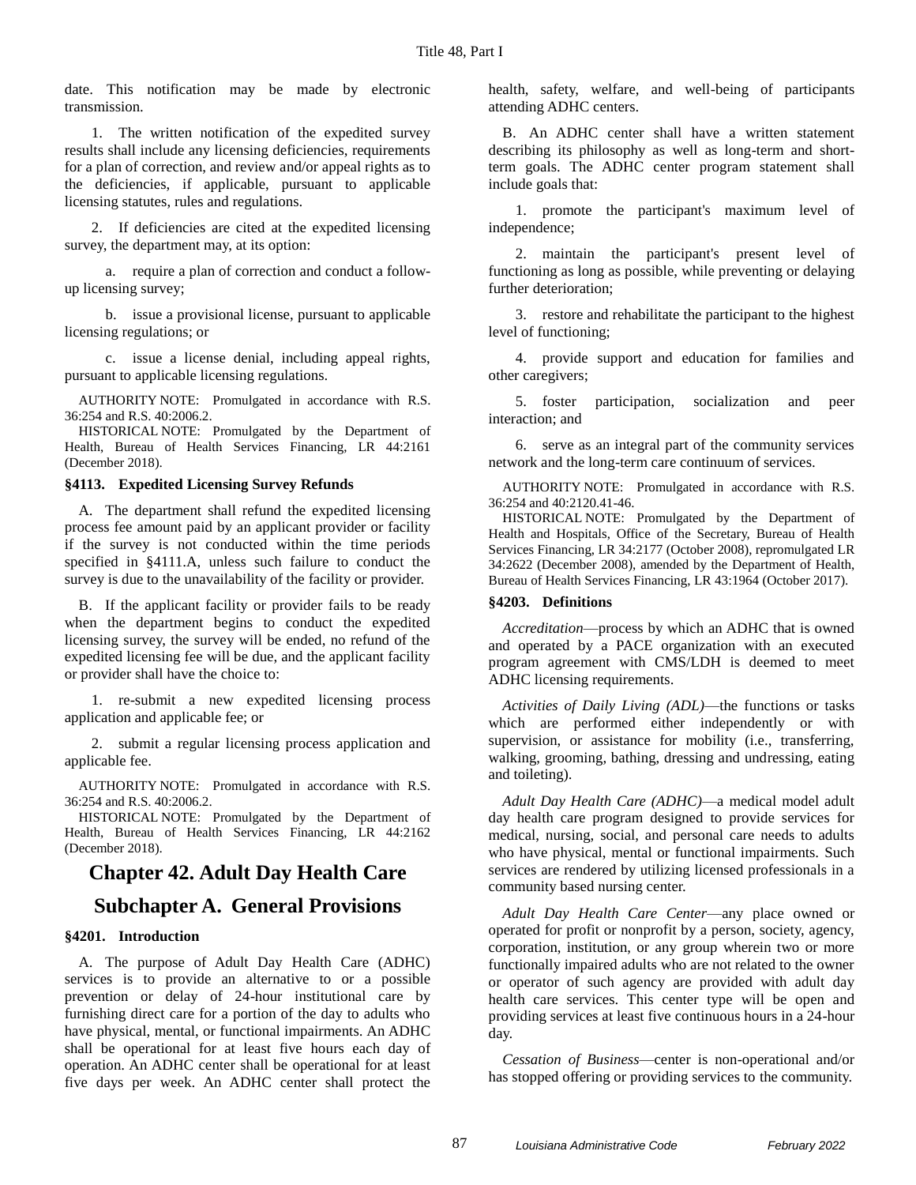date. This notification may be made by electronic transmission.

1. The written notification of the expedited survey results shall include any licensing deficiencies, requirements for a plan of correction, and review and/or appeal rights as to the deficiencies, if applicable, pursuant to applicable licensing statutes, rules and regulations.

2. If deficiencies are cited at the expedited licensing survey, the department may, at its option:

a. require a plan of correction and conduct a follow-up licensing survey;

b. issue a provisional license, pursuant to applicable licensing regulations; or

c. issue a license denial, including appeal rights, pursuant to applicable licensing regulations.

AUTHORITY NOTE: Promulgated in accordance with R.S. 36:254 and R.S. 40:2006.2.

HISTORICAL NOTE: Promulgated by the Department of Health, Bureau of Health Services Financing, LR 44:2161 (December 2018).

#### §4113. Expedited Licensing Survey Refunds

A. The department shall refund the expedited licensing process fee amount paid by an applicant provider or facility if the survey is not conducted within the time periods specified in §4111.A, unless such failure to conduct the survey is due to the unavailability of the facility or provider.

B. If the applicant facility or provider fails to be ready when the department begins to conduct the expedited licensing survey, the survey will be ended, no refund of the expedited licensing fee will be due, and the applicant facility or provider shall have the choice to:

1. re-submit a new expedited licensing process application and applicable fee; or

2. submit a regular licensing process application and applicable fee.

AUTHORITY NOTE: Promulgated in accordance with R.S. 36:254 and R.S. 40:2006.2.

HISTORICAL NOTE: Promulgated by the Department of Health, Bureau of Health Services Financing, LR 44:2162 (December 2018).

## Chapter 42. Adult Day Health Care

## Subchapter A. General Provisions

#### §4201. Introduction

A. The purpose of Adult Day Health Care (ADHC) services is to provide an alternative to or a possible prevention or delay of 24-hour institutional care by furnishing direct care for a portion of the day to adults who have physical, mental, or functional impairments. An ADHC shall be operational for at least five hours each day of operation. An ADHC center shall be operational for at least five days per week. An ADHC center shall protect the health, safety, welfare, and well-being of participants attending ADHC centers.

B. An ADHC center shall have a written statement describing its philosophy as well as long-term and short-term goals. The ADHC center program statement shall include goals that:

1. promote the participant's maximum level of independence;

2. maintain the participant's present level of functioning as long as possible, while preventing or delaying further deterioration;

3. restore and rehabilitate the participant to the highest level of functioning;

4. provide support and education for families and other caregivers;

5. foster participation, socialization and peer interaction; and

6. serve as an integral part of the community services network and the long-term care continuum of services.

AUTHORITY NOTE: Promulgated in accordance with R.S. 36:254 and 40:2120.41-46.

HISTORICAL NOTE: Promulgated by the Department of Health and Hospitals, Office of the Secretary, Bureau of Health Services Financing, LR 34:2177 (October 2008), repromulgated LR 34:2622 (December 2008), amended by the Department of Health, Bureau of Health Services Financing, LR 43:1964 (October 2017).

#### §4203. Definitions

*Accreditation*—process by which an ADHC that is owned and operated by a PACE organization with an executed program agreement with CMS/LDH is deemed to meet ADHC licensing requirements.

*Activities of Daily Living (ADL)*—the functions or tasks which are performed either independently or with supervision, or assistance for mobility (i.e., transferring, walking, grooming, bathing, dressing and undressing, eating and toileting).

*Adult Day Health Care (ADHC)*—a medical model adult day health care program designed to provide services for medical, nursing, social, and personal care needs to adults who have physical, mental or functional impairments. Such services are rendered by utilizing licensed professionals in a community based nursing center.

*Adult Day Health Care Center*—any place owned or operated for profit or nonprofit by a person, society, agency, corporation, institution, or any group wherein two or more functionally impaired adults who are not related to the owner or operator of such agency are provided with adult day health care services. This center type will be open and providing services at least five continuous hours in a 24-hour day.

*Cessation of Business*—center is non-operational and/or has stopped offering or providing services to the community.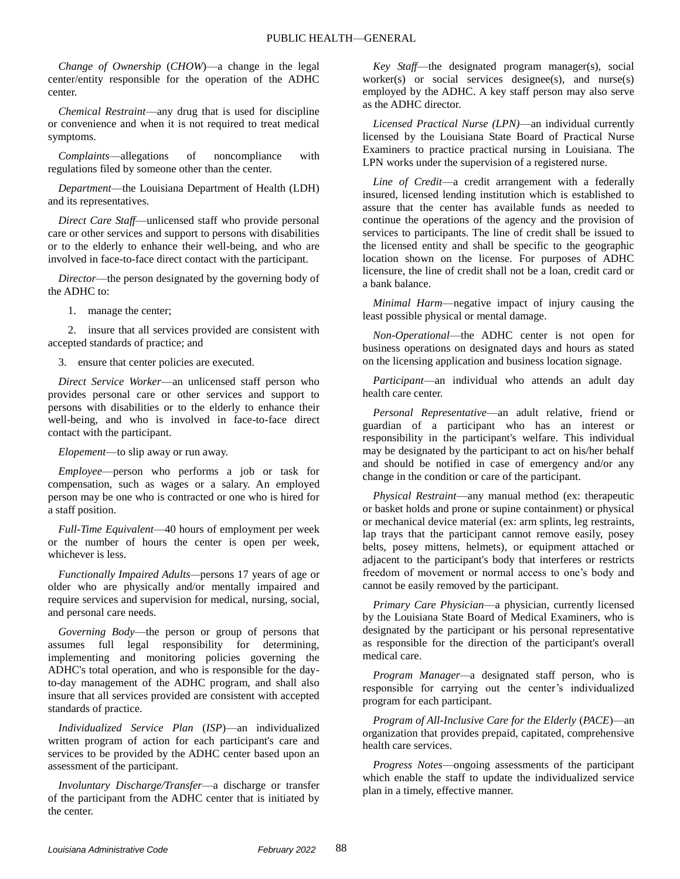*Change of Ownership* (*CHOW*)—a change in the legal center/entity responsible for the operation of the ADHC center.

*Chemical Restraint*—any drug that is used for discipline or convenience and when it is not required to treat medical symptoms.

*Complaints*—allegations of noncompliance with regulations filed by someone other than the center.

*Department*—the Louisiana Department of Health (LDH) and its representatives.

*Direct Care Staff*—unlicensed staff who provide personal care or other services and support to persons with disabilities or to the elderly to enhance their well-being, and who are involved in face-to-face direct contact with the participant.

*Director*—the person designated by the governing body of the ADHC to:

1. manage the center;
2. insure that all services provided are consistent with accepted standards of practice; and
3. ensure that center policies are executed.

*Direct Service Worker*—an unlicensed staff person who provides personal care or other services and support to persons with disabilities or to the elderly to enhance their well-being, and who is involved in face-to-face direct contact with the participant.

*Elopement*—to slip away or run away.

*Employee*—person who performs a job or task for compensation, such as wages or a salary. An employed person may be one who is contracted or one who is hired for a staff position.

*Full-Time Equivalent*—40 hours of employment per week or the number of hours the center is open per week, whichever is less.

*Functionally Impaired Adults*—persons 17 years of age or older who are physically and/or mentally impaired and require services and supervision for medical, nursing, social, and personal care needs.

*Governing Body*—the person or group of persons that assumes full legal responsibility for determining, implementing and monitoring policies governing the ADHC's total operation, and who is responsible for the day-to-day management of the ADHC program, and shall also insure that all services provided are consistent with accepted standards of practice.

*Individualized Service Plan* (*ISP*)—an individualized written program of action for each participant's care and services to be provided by the ADHC center based upon an assessment of the participant.

*Involuntary Discharge/Transfer*—a discharge or transfer of the participant from the ADHC center that is initiated by the center.

*Key Staff*—the designated program manager(s), social worker(s) or social services designee(s), and nurse(s) employed by the ADHC. A key staff person may also serve as the ADHC director.

*Licensed Practical Nurse (LPN)*—an individual currently licensed by the Louisiana State Board of Practical Nurse Examiners to practice practical nursing in Louisiana. The LPN works under the supervision of a registered nurse.

*Line of Credit*—a credit arrangement with a federally insured, licensed lending institution which is established to assure that the center has available funds as needed to continue the operations of the agency and the provision of services to participants. The line of credit shall be issued to the licensed entity and shall be specific to the geographic location shown on the license. For purposes of ADHC licensure, the line of credit shall not be a loan, credit card or a bank balance.

*Minimal Harm*—negative impact of injury causing the least possible physical or mental damage.

*Non-Operational*—the ADHC center is not open for business operations on designated days and hours as stated on the licensing application and business location signage.

*Participant*—an individual who attends an adult day health care center.

*Personal Representative*—an adult relative, friend or guardian of a participant who has an interest or responsibility in the participant's welfare. This individual may be designated by the participant to act on his/her behalf and should be notified in case of emergency and/or any change in the condition or care of the participant.

*Physical Restraint*—any manual method (ex: therapeutic or basket holds and prone or supine containment) or physical or mechanical device material (ex: arm splints, leg restraints, lap trays that the participant cannot remove easily, posey belts, posey mittens, helmets), or equipment attached or adjacent to the participant's body that interferes or restricts freedom of movement or normal access to one's body and cannot be easily removed by the participant.

*Primary Care Physician*—a physician, currently licensed by the Louisiana State Board of Medical Examiners, who is designated by the participant or his personal representative as responsible for the direction of the participant's overall medical care.

*Program Manager*—a designated staff person, who is responsible for carrying out the center's individualized program for each participant.

*Program of All-Inclusive Care for the Elderly* (*PACE*)—an organization that provides prepaid, capitated, comprehensive health care services.

*Progress Notes*—ongoing assessments of the participant which enable the staff to update the individualized service plan in a timely, effective manner.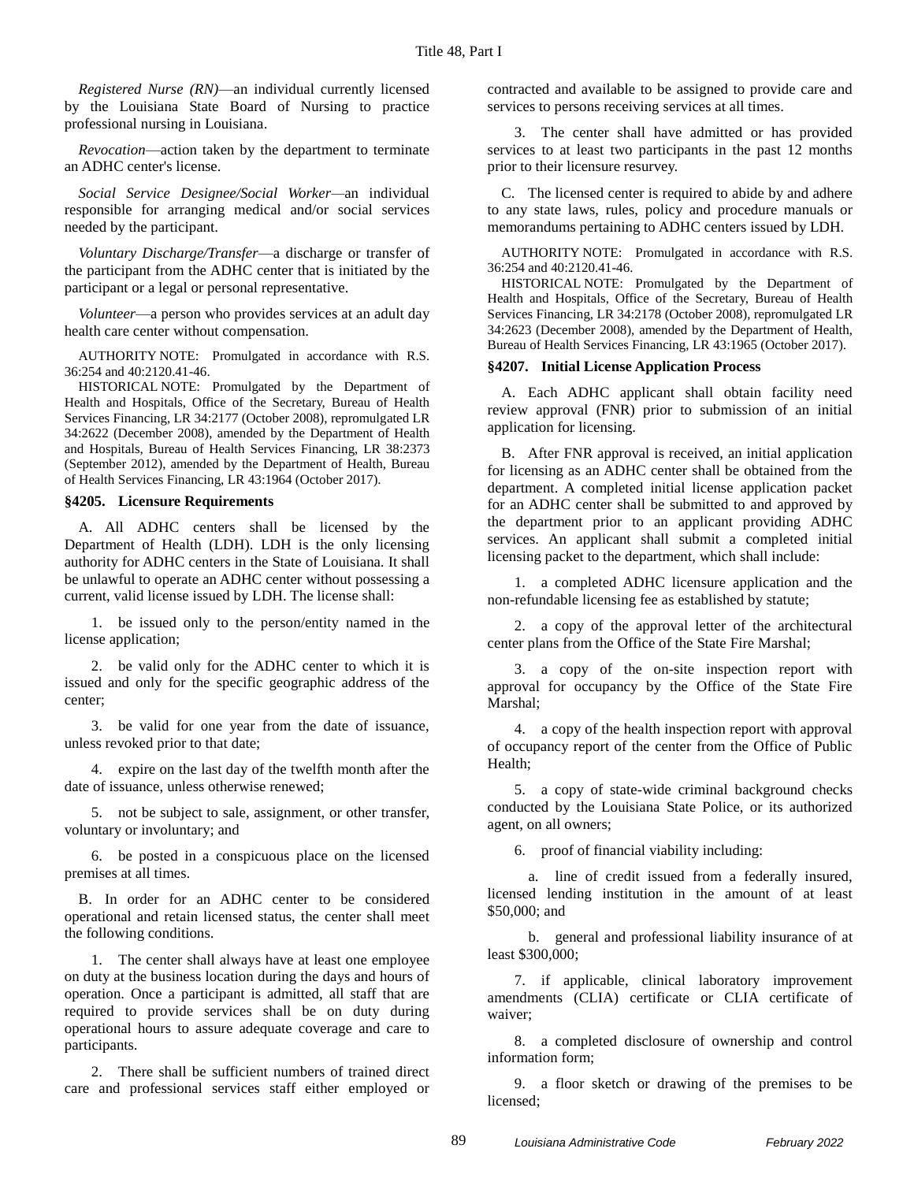*Registered Nurse (RN)*—an individual currently licensed by the Louisiana State Board of Nursing to practice professional nursing in Louisiana.

*Revocation*—action taken by the department to terminate an ADHC center's license.

*Social Service Designee/Social Worker*—an individual responsible for arranging medical and/or social services needed by the participant.

*Voluntary Discharge/Transfer*—a discharge or transfer of the participant from the ADHC center that is initiated by the participant or a legal or personal representative.

*Volunteer*—a person who provides services at an adult day health care center without compensation.

AUTHORITY NOTE: Promulgated in accordance with R.S. 36:254 and 40:2120.41-46.

HISTORICAL NOTE: Promulgated by the Department of Health and Hospitals, Office of the Secretary, Bureau of Health Services Financing, LR 34:2177 (October 2008), repromulgated LR 34:2622 (December 2008), amended by the Department of Health and Hospitals, Bureau of Health Services Financing, LR 38:2373 (September 2012), amended by the Department of Health, Bureau of Health Services Financing, LR 43:1964 (October 2017).

### §4205. Licensure Requirements

A. All ADHC centers shall be licensed by the Department of Health (LDH). LDH is the only licensing authority for ADHC centers in the State of Louisiana. It shall be unlawful to operate an ADHC center without possessing a current, valid license issued by LDH. The license shall:

1. be issued only to the person/entity named in the license application;

2. be valid only for the ADHC center to which it is issued and only for the specific geographic address of the center;

3. be valid for one year from the date of issuance, unless revoked prior to that date;

4. expire on the last day of the twelfth month after the date of issuance, unless otherwise renewed;

5. not be subject to sale, assignment, or other transfer, voluntary or involuntary; and

6. be posted in a conspicuous place on the licensed premises at all times.

B. In order for an ADHC center to be considered operational and retain licensed status, the center shall meet the following conditions.

1. The center shall always have at least one employee on duty at the business location during the days and hours of operation. Once a participant is admitted, all staff that are required to provide services shall be on duty during operational hours to assure adequate coverage and care to participants.

2. There shall be sufficient numbers of trained direct care and professional services staff either employed or contracted and available to be assigned to provide care and services to persons receiving services at all times.

3. The center shall have admitted or has provided services to at least two participants in the past 12 months prior to their licensure resurvey.

C. The licensed center is required to abide by and adhere to any state laws, rules, policy and procedure manuals or memorandums pertaining to ADHC centers issued by LDH.

AUTHORITY NOTE: Promulgated in accordance with R.S. 36:254 and 40:2120.41-46.

HISTORICAL NOTE: Promulgated by the Department of Health and Hospitals, Office of the Secretary, Bureau of Health Services Financing, LR 34:2178 (October 2008), repromulgated LR 34:2623 (December 2008), amended by the Department of Health, Bureau of Health Services Financing, LR 43:1965 (October 2017).

### §4207. Initial License Application Process

A. Each ADHC applicant shall obtain facility need review approval (FNR) prior to submission of an initial application for licensing.

B. After FNR approval is received, an initial application for licensing as an ADHC center shall be obtained from the department. A completed initial license application packet for an ADHC center shall be submitted to and approved by the department prior to an applicant providing ADHC services. An applicant shall submit a completed initial licensing packet to the department, which shall include:

1. a completed ADHC licensure application and the non-refundable licensing fee as established by statute;

2. a copy of the approval letter of the architectural center plans from the Office of the State Fire Marshal;

3. a copy of the on-site inspection report with approval for occupancy by the Office of the State Fire Marshal;

4. a copy of the health inspection report with approval of occupancy report of the center from the Office of Public Health;

5. a copy of state-wide criminal background checks conducted by the Louisiana State Police, or its authorized agent, on all owners;

6. proof of financial viability including:

a. line of credit issued from a federally insured, licensed lending institution in the amount of at least $50,000; and

b. general and professional liability insurance of at least $300,000;

7. if applicable, clinical laboratory improvement amendments (CLIA) certificate or CLIA certificate of waiver;

8. a completed disclosure of ownership and control information form;

9. a floor sketch or drawing of the premises to be licensed;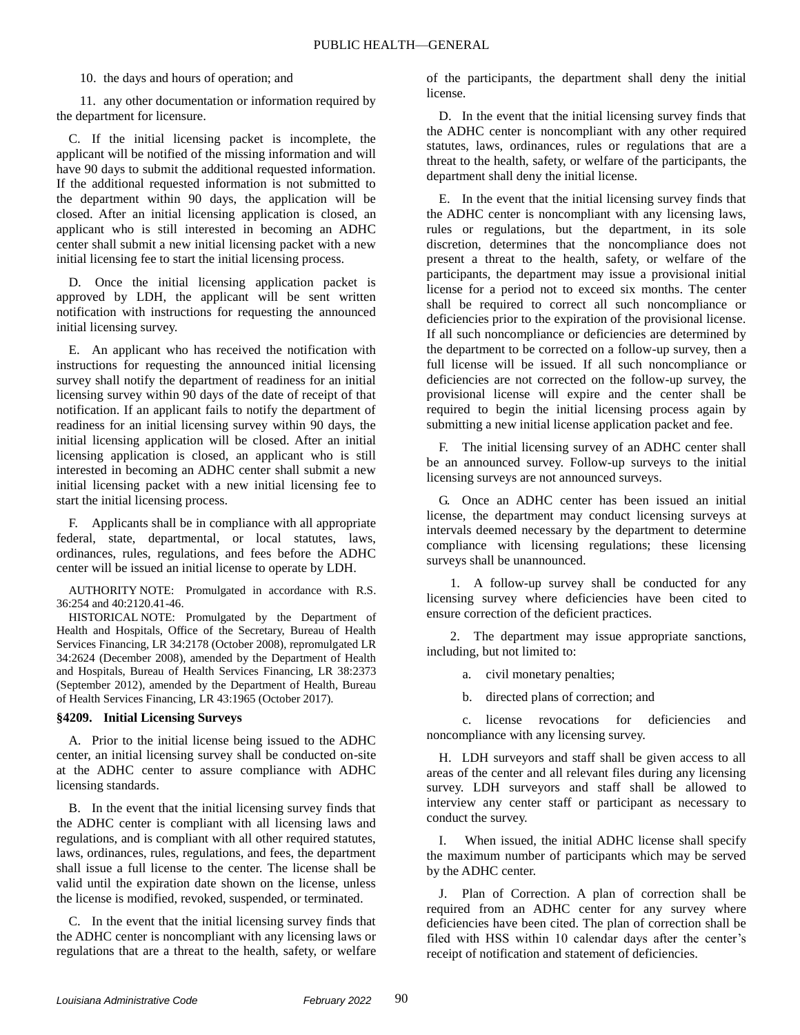10. the days and hours of operation; and

11. any other documentation or information required by the department for licensure.

C. If the initial licensing packet is incomplete, the applicant will be notified of the missing information and will have 90 days to submit the additional requested information. If the additional requested information is not submitted to the department within 90 days, the application will be closed. After an initial licensing application is closed, an applicant who is still interested in becoming an ADHC center shall submit a new initial licensing packet with a new initial licensing fee to start the initial licensing process.

D. Once the initial licensing application packet is approved by LDH, the applicant will be sent written notification with instructions for requesting the announced initial licensing survey.

E. An applicant who has received the notification with instructions for requesting the announced initial licensing survey shall notify the department of readiness for an initial licensing survey within 90 days of the date of receipt of that notification. If an applicant fails to notify the department of readiness for an initial licensing survey within 90 days, the initial licensing application will be closed. After an initial licensing application is closed, an applicant who is still interested in becoming an ADHC center shall submit a new initial licensing packet with a new initial licensing fee to start the initial licensing process.

F. Applicants shall be in compliance with all appropriate federal, state, departmental, or local statutes, laws, ordinances, rules, regulations, and fees before the ADHC center will be issued an initial license to operate by LDH.

AUTHORITY NOTE: Promulgated in accordance with R.S. 36:254 and 40:2120.41-46.

HISTORICAL NOTE: Promulgated by the Department of Health and Hospitals, Office of the Secretary, Bureau of Health Services Financing, LR 34:2178 (October 2008), repromulgated LR 34:2624 (December 2008), amended by the Department of Health and Hospitals, Bureau of Health Services Financing, LR 38:2373 (September 2012), amended by the Department of Health, Bureau of Health Services Financing, LR 43:1965 (October 2017).

### §4209. Initial Licensing Surveys

A. Prior to the initial license being issued to the ADHC center, an initial licensing survey shall be conducted on-site at the ADHC center to assure compliance with ADHC licensing standards.

B. In the event that the initial licensing survey finds that the ADHC center is compliant with all licensing laws and regulations, and is compliant with all other required statutes, laws, ordinances, rules, regulations, and fees, the department shall issue a full license to the center. The license shall be valid until the expiration date shown on the license, unless the license is modified, revoked, suspended, or terminated.

C. In the event that the initial licensing survey finds that the ADHC center is noncompliant with any licensing laws or regulations that are a threat to the health, safety, or welfare of the participants, the department shall deny the initial license.

D. In the event that the initial licensing survey finds that the ADHC center is noncompliant with any other required statutes, laws, ordinances, rules or regulations that are a threat to the health, safety, or welfare of the participants, the department shall deny the initial license.

E. In the event that the initial licensing survey finds that the ADHC center is noncompliant with any licensing laws, rules or regulations, but the department, in its sole discretion, determines that the noncompliance does not present a threat to the health, safety, or welfare of the participants, the department may issue a provisional initial license for a period not to exceed six months. The center shall be required to correct all such noncompliance or deficiencies prior to the expiration of the provisional license. If all such noncompliance or deficiencies are determined by the department to be corrected on a follow-up survey, then a full license will be issued. If all such noncompliance or deficiencies are not corrected on the follow-up survey, the provisional license will expire and the center shall be required to begin the initial licensing process again by submitting a new initial license application packet and fee.

F. The initial licensing survey of an ADHC center shall be an announced survey. Follow-up surveys to the initial licensing surveys are not announced surveys.

G. Once an ADHC center has been issued an initial license, the department may conduct licensing surveys at intervals deemed necessary by the department to determine compliance with licensing regulations; these licensing surveys shall be unannounced.

1. A follow-up survey shall be conducted for any licensing survey where deficiencies have been cited to ensure correction of the deficient practices.

2. The department may issue appropriate sanctions, including, but not limited to:

a. civil monetary penalties;

b. directed plans of correction; and

c. license revocations for deficiencies and noncompliance with any licensing survey.

H. LDH surveyors and staff shall be given access to all areas of the center and all relevant files during any licensing survey. LDH surveyors and staff shall be allowed to interview any center staff or participant as necessary to conduct the survey.

I. When issued, the initial ADHC license shall specify the maximum number of participants which may be served by the ADHC center.

J. Plan of Correction. A plan of correction shall be required from an ADHC center for any survey where deficiencies have been cited. The plan of correction shall be filed with HSS within 10 calendar days after the center's receipt of notification and statement of deficiencies.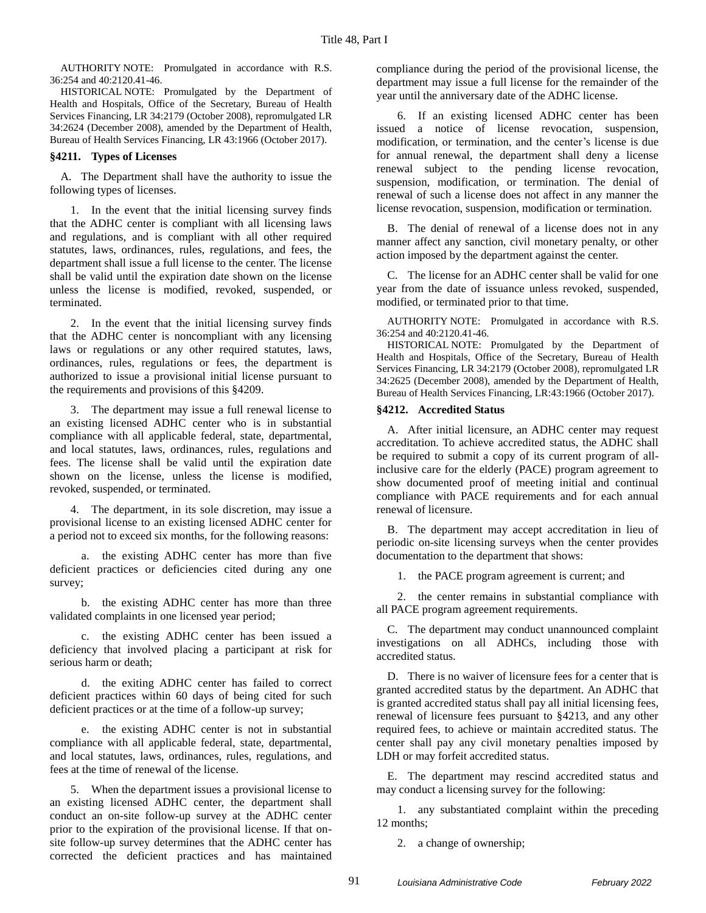AUTHORITY NOTE: Promulgated in accordance with R.S. 36:254 and 40:2120.41-46.

HISTORICAL NOTE: Promulgated by the Department of Health and Hospitals, Office of the Secretary, Bureau of Health Services Financing, LR 34:2179 (October 2008), repromulgated LR 34:2624 (December 2008), amended by the Department of Health, Bureau of Health Services Financing, LR 43:1966 (October 2017).

### §4211. Types of Licenses

A. The Department shall have the authority to issue the following types of licenses.

1. In the event that the initial licensing survey finds that the ADHC center is compliant with all licensing laws and regulations, and is compliant with all other required statutes, laws, ordinances, rules, regulations, and fees, the department shall issue a full license to the center. The license shall be valid until the expiration date shown on the license unless the license is modified, revoked, suspended, or terminated.

2. In the event that the initial licensing survey finds that the ADHC center is noncompliant with any licensing laws or regulations or any other required statutes, laws, ordinances, rules, regulations or fees, the department is authorized to issue a provisional initial license pursuant to the requirements and provisions of this §4209.

3. The department may issue a full renewal license to an existing licensed ADHC center who is in substantial compliance with all applicable federal, state, departmental, and local statutes, laws, ordinances, rules, regulations and fees. The license shall be valid until the expiration date shown on the license, unless the license is modified, revoked, suspended, or terminated.

4. The department, in its sole discretion, may issue a provisional license to an existing licensed ADHC center for a period not to exceed six months, for the following reasons:

a. the existing ADHC center has more than five deficient practices or deficiencies cited during any one survey;

b. the existing ADHC center has more than three validated complaints in one licensed year period;

c. the existing ADHC center has been issued a deficiency that involved placing a participant at risk for serious harm or death;

d. the exiting ADHC center has failed to correct deficient practices within 60 days of being cited for such deficient practices or at the time of a follow-up survey;

e. the existing ADHC center is not in substantial compliance with all applicable federal, state, departmental, and local statutes, laws, ordinances, rules, regulations, and fees at the time of renewal of the license.

5. When the department issues a provisional license to an existing licensed ADHC center, the department shall conduct an on-site follow-up survey at the ADHC center prior to the expiration of the provisional license. If that on-site follow-up survey determines that the ADHC center has corrected the deficient practices and has maintained compliance during the period of the provisional license, the department may issue a full license for the remainder of the year until the anniversary date of the ADHC license.

6. If an existing licensed ADHC center has been issued a notice of license revocation, suspension, modification, or termination, and the center's license is due for annual renewal, the department shall deny a license renewal subject to the pending license revocation, suspension, modification, or termination. The denial of renewal of such a license does not affect in any manner the license revocation, suspension, modification or termination.

B. The denial of renewal of a license does not in any manner affect any sanction, civil monetary penalty, or other action imposed by the department against the center.

C. The license for an ADHC center shall be valid for one year from the date of issuance unless revoked, suspended, modified, or terminated prior to that time.

AUTHORITY NOTE: Promulgated in accordance with R.S. 36:254 and 40:2120.41-46.

HISTORICAL NOTE: Promulgated by the Department of Health and Hospitals, Office of the Secretary, Bureau of Health Services Financing, LR 34:2179 (October 2008), repromulgated LR 34:2625 (December 2008), amended by the Department of Health, Bureau of Health Services Financing, LR:43:1966 (October 2017).

### §4212. Accredited Status

A. After initial licensure, an ADHC center may request accreditation. To achieve accredited status, the ADHC shall be required to submit a copy of its current program of all-inclusive care for the elderly (PACE) program agreement to show documented proof of meeting initial and continual compliance with PACE requirements and for each annual renewal of licensure.

B. The department may accept accreditation in lieu of periodic on-site licensing surveys when the center provides documentation to the department that shows:

1. the PACE program agreement is current; and

2. the center remains in substantial compliance with all PACE program agreement requirements.

C. The department may conduct unannounced complaint investigations on all ADHCs, including those with accredited status.

D. There is no waiver of licensure fees for a center that is granted accredited status by the department. An ADHC that is granted accredited status shall pay all initial licensing fees, renewal of licensure fees pursuant to §4213, and any other required fees, to achieve or maintain accredited status. The center shall pay any civil monetary penalties imposed by LDH or may forfeit accredited status.

E. The department may rescind accredited status and may conduct a licensing survey for the following:

1. any substantiated complaint within the preceding 12 months;

2. a change of ownership;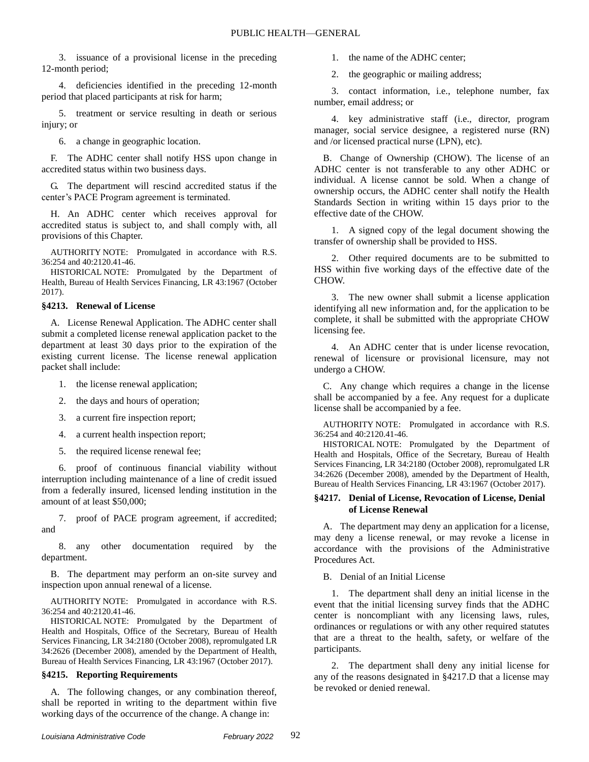3. issuance of a provisional license in the preceding 12-month period;

4. deficiencies identified in the preceding 12-month period that placed participants at risk for harm;

5. treatment or service resulting in death or serious injury; or

6. a change in geographic location.

F. The ADHC center shall notify HSS upon change in accredited status within two business days.

G. The department will rescind accredited status if the center's PACE Program agreement is terminated.

H. An ADHC center which receives approval for accredited status is subject to, and shall comply with, all provisions of this Chapter.

AUTHORITY NOTE: Promulgated in accordance with R.S. 36:254 and 40:2120.41-46.

HISTORICAL NOTE: Promulgated by the Department of Health, Bureau of Health Services Financing, LR 43:1967 (October 2017).

### §4213. Renewal of License

A. License Renewal Application. The ADHC center shall submit a completed license renewal application packet to the department at least 30 days prior to the expiration of the existing current license. The license renewal application packet shall include:

1. the license renewal application;

2. the days and hours of operation;

3. a current fire inspection report;

4. a current health inspection report;

5. the required license renewal fee;

6. proof of continuous financial viability without interruption including maintenance of a line of credit issued from a federally insured, licensed lending institution in the amount of at least $50,000;

7. proof of PACE program agreement, if accredited; and

8. any other documentation required by the department.

B. The department may perform an on-site survey and inspection upon annual renewal of a license.

AUTHORITY NOTE: Promulgated in accordance with R.S. 36:254 and 40:2120.41-46.

HISTORICAL NOTE: Promulgated by the Department of Health and Hospitals, Office of the Secretary, Bureau of Health Services Financing, LR 34:2180 (October 2008), repromulgated LR 34:2626 (December 2008), amended by the Department of Health, Bureau of Health Services Financing, LR 43:1967 (October 2017).

### §4215. Reporting Requirements

A. The following changes, or any combination thereof, shall be reported in writing to the department within five working days of the occurrence of the change. A change in:

1. the name of the ADHC center;

2. the geographic or mailing address;

3. contact information, i.e., telephone number, fax number, email address; or

4. key administrative staff (i.e., director, program manager, social service designee, a registered nurse (RN) and /or licensed practical nurse (LPN), etc).

B. Change of Ownership (CHOW). The license of an ADHC center is not transferable to any other ADHC or individual. A license cannot be sold. When a change of ownership occurs, the ADHC center shall notify the Health Standards Section in writing within 15 days prior to the effective date of the CHOW.

1. A signed copy of the legal document showing the transfer of ownership shall be provided to HSS.

2. Other required documents are to be submitted to HSS within five working days of the effective date of the CHOW.

3. The new owner shall submit a license application identifying all new information and, for the application to be complete, it shall be submitted with the appropriate CHOW licensing fee.

4. An ADHC center that is under license revocation, renewal of licensure or provisional licensure, may not undergo a CHOW.

C. Any change which requires a change in the license shall be accompanied by a fee. Any request for a duplicate license shall be accompanied by a fee.

AUTHORITY NOTE: Promulgated in accordance with R.S. 36:254 and 40:2120.41-46.

HISTORICAL NOTE: Promulgated by the Department of Health and Hospitals, Office of the Secretary, Bureau of Health Services Financing, LR 34:2180 (October 2008), repromulgated LR 34:2626 (December 2008), amended by the Department of Health, Bureau of Health Services Financing, LR 43:1967 (October 2017).

### §4217. Denial of License, Revocation of License, Denial of License Renewal

A. The department may deny an application for a license, may deny a license renewal, or may revoke a license in accordance with the provisions of the Administrative Procedures Act.

B. Denial of an Initial License

1. The department shall deny an initial license in the event that the initial licensing survey finds that the ADHC center is noncompliant with any licensing laws, rules, ordinances or regulations or with any other required statutes that are a threat to the health, safety, or welfare of the participants.

2. The department shall deny any initial license for any of the reasons designated in §4217.D that a license may be revoked or denied renewal.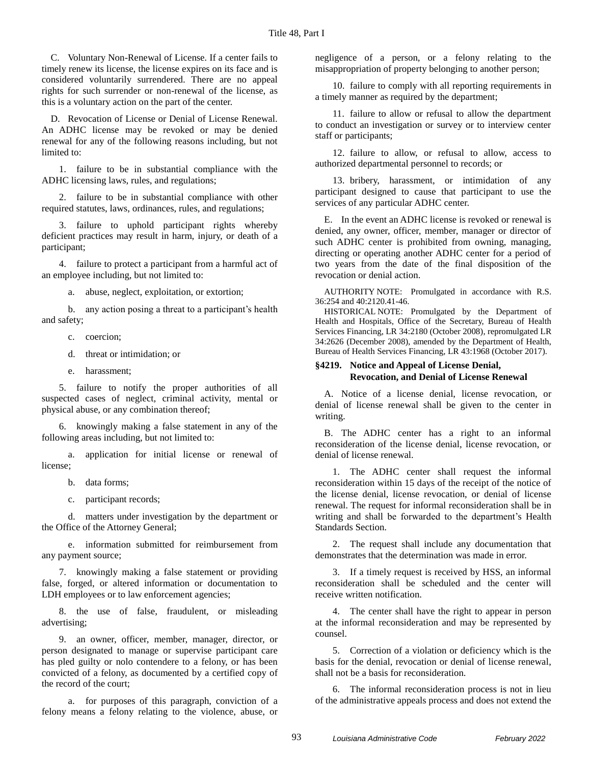C. Voluntary Non-Renewal of License. If a center fails to timely renew its license, the license expires on its face and is considered voluntarily surrendered. There are no appeal rights for such surrender or non-renewal of the license, as this is a voluntary action on the part of the center.

D. Revocation of License or Denial of License Renewal. An ADHC license may be revoked or may be denied renewal for any of the following reasons including, but not limited to:

1. failure to be in substantial compliance with the ADHC licensing laws, rules, and regulations;

2. failure to be in substantial compliance with other required statutes, laws, ordinances, rules, and regulations;

3. failure to uphold participant rights whereby deficient practices may result in harm, injury, or death of a participant;

4. failure to protect a participant from a harmful act of an employee including, but not limited to:

a. abuse, neglect, exploitation, or extortion;

b. any action posing a threat to a participant's health and safety;

c. coercion;

d. threat or intimidation; or

e. harassment;

5. failure to notify the proper authorities of all suspected cases of neglect, criminal activity, mental or physical abuse, or any combination thereof;

6. knowingly making a false statement in any of the following areas including, but not limited to:

a. application for initial license or renewal of license;

b. data forms;

c. participant records;

d. matters under investigation by the department or the Office of the Attorney General;

e. information submitted for reimbursement from any payment source;

7. knowingly making a false statement or providing false, forged, or altered information or documentation to LDH employees or to law enforcement agencies;

8. the use of false, fraudulent, or misleading advertising;

9. an owner, officer, member, manager, director, or person designated to manage or supervise participant care has pled guilty or nolo contendere to a felony, or has been convicted of a felony, as documented by a certified copy of the record of the court;

a. for purposes of this paragraph, conviction of a felony means a felony relating to the violence, abuse, or negligence of a person, or a felony relating to the misappropriation of property belonging to another person;

10. failure to comply with all reporting requirements in a timely manner as required by the department;

11. failure to allow or refusal to allow the department to conduct an investigation or survey or to interview center staff or participants;

12. failure to allow, or refusal to allow, access to authorized departmental personnel to records; or

13. bribery, harassment, or intimidation of any participant designed to cause that participant to use the services of any particular ADHC center.

E. In the event an ADHC license is revoked or renewal is denied, any owner, officer, member, manager or director of such ADHC center is prohibited from owning, managing, directing or operating another ADHC center for a period of two years from the date of the final disposition of the revocation or denial action.

AUTHORITY NOTE: Promulgated in accordance with R.S. 36:254 and 40:2120.41-46.

HISTORICAL NOTE: Promulgated by the Department of Health and Hospitals, Office of the Secretary, Bureau of Health Services Financing, LR 34:2180 (October 2008), repromulgated LR 34:2626 (December 2008), amended by the Department of Health, Bureau of Health Services Financing, LR 43:1968 (October 2017).

### §4219. Notice and Appeal of License Denial, Revocation, and Denial of License Renewal

A. Notice of a license denial, license revocation, or denial of license renewal shall be given to the center in writing.

B. The ADHC center has a right to an informal reconsideration of the license denial, license revocation, or denial of license renewal.

1. The ADHC center shall request the informal reconsideration within 15 days of the receipt of the notice of the license denial, license revocation, or denial of license renewal. The request for informal reconsideration shall be in writing and shall be forwarded to the department's Health Standards Section.

2. The request shall include any documentation that demonstrates that the determination was made in error.

3. If a timely request is received by HSS, an informal reconsideration shall be scheduled and the center will receive written notification.

4. The center shall have the right to appear in person at the informal reconsideration and may be represented by counsel.

5. Correction of a violation or deficiency which is the basis for the denial, revocation or denial of license renewal, shall not be a basis for reconsideration.

6. The informal reconsideration process is not in lieu of the administrative appeals process and does not extend the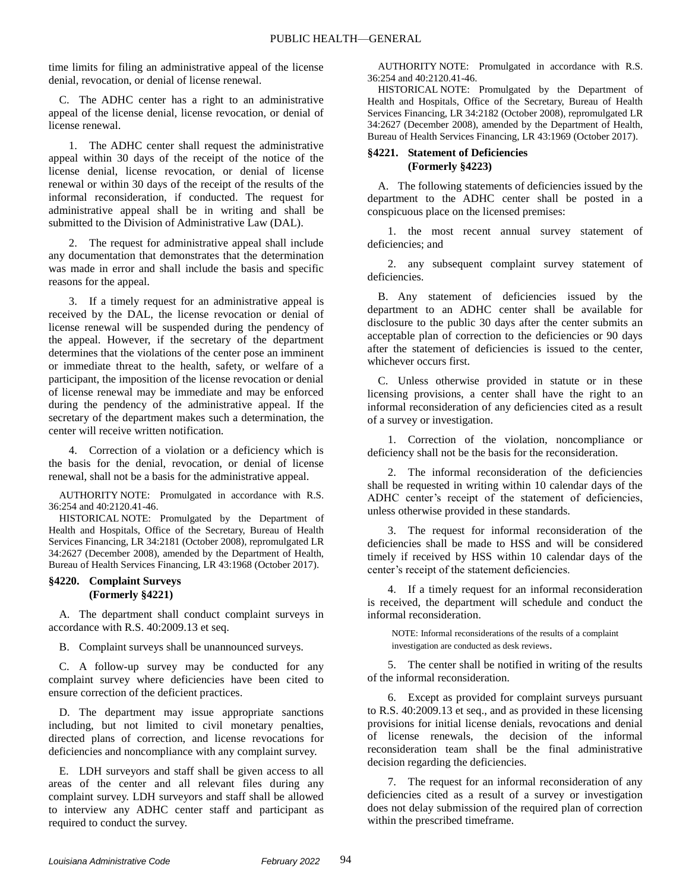time limits for filing an administrative appeal of the license denial, revocation, or denial of license renewal.

C. The ADHC center has a right to an administrative appeal of the license denial, license revocation, or denial of license renewal.

1. The ADHC center shall request the administrative appeal within 30 days of the receipt of the notice of the license denial, license revocation, or denial of license renewal or within 30 days of the receipt of the results of the informal reconsideration, if conducted. The request for administrative appeal shall be in writing and shall be submitted to the Division of Administrative Law (DAL).

2. The request for administrative appeal shall include any documentation that demonstrates that the determination was made in error and shall include the basis and specific reasons for the appeal.

3. If a timely request for an administrative appeal is received by the DAL, the license revocation or denial of license renewal will be suspended during the pendency of the appeal. However, if the secretary of the department determines that the violations of the center pose an imminent or immediate threat to the health, safety, or welfare of a participant, the imposition of the license revocation or denial of license renewal may be immediate and may be enforced during the pendency of the administrative appeal. If the secretary of the department makes such a determination, the center will receive written notification.

4. Correction of a violation or a deficiency which is the basis for the denial, revocation, or denial of license renewal, shall not be a basis for the administrative appeal.

AUTHORITY NOTE: Promulgated in accordance with R.S. 36:254 and 40:2120.41-46.

HISTORICAL NOTE: Promulgated by the Department of Health and Hospitals, Office of the Secretary, Bureau of Health Services Financing, LR 34:2181 (October 2008), repromulgated LR 34:2627 (December 2008), amended by the Department of Health, Bureau of Health Services Financing, LR 43:1968 (October 2017).

### §4220. Complaint Surveys (Formerly §4221)

A. The department shall conduct complaint surveys in accordance with R.S. 40:2009.13 et seq.

B. Complaint surveys shall be unannounced surveys.

C. A follow-up survey may be conducted for any complaint survey where deficiencies have been cited to ensure correction of the deficient practices.

D. The department may issue appropriate sanctions including, but not limited to civil monetary penalties, directed plans of correction, and license revocations for deficiencies and noncompliance with any complaint survey.

E. LDH surveyors and staff shall be given access to all areas of the center and all relevant files during any complaint survey. LDH surveyors and staff shall be allowed to interview any ADHC center staff and participant as required to conduct the survey.

AUTHORITY NOTE: Promulgated in accordance with R.S. 36:254 and 40:2120.41-46.

HISTORICAL NOTE: Promulgated by the Department of Health and Hospitals, Office of the Secretary, Bureau of Health Services Financing, LR 34:2182 (October 2008), repromulgated LR 34:2627 (December 2008), amended by the Department of Health, Bureau of Health Services Financing, LR 43:1969 (October 2017).

### §4221. Statement of Deficiencies (Formerly §4223)

A. The following statements of deficiencies issued by the department to the ADHC center shall be posted in a conspicuous place on the licensed premises:

1. the most recent annual survey statement of deficiencies; and

2. any subsequent complaint survey statement of deficiencies.

B. Any statement of deficiencies issued by the department to an ADHC center shall be available for disclosure to the public 30 days after the center submits an acceptable plan of correction to the deficiencies or 90 days after the statement of deficiencies is issued to the center, whichever occurs first.

C. Unless otherwise provided in statute or in these licensing provisions, a center shall have the right to an informal reconsideration of any deficiencies cited as a result of a survey or investigation.

1. Correction of the violation, noncompliance or deficiency shall not be the basis for the reconsideration.

2. The informal reconsideration of the deficiencies shall be requested in writing within 10 calendar days of the ADHC center's receipt of the statement of deficiencies, unless otherwise provided in these standards.

3. The request for informal reconsideration of the deficiencies shall be made to HSS and will be considered timely if received by HSS within 10 calendar days of the center's receipt of the statement deficiencies.

4. If a timely request for an informal reconsideration is received, the department will schedule and conduct the informal reconsideration.

NOTE: Informal reconsiderations of the results of a complaint investigation are conducted as desk reviews.

5. The center shall be notified in writing of the results of the informal reconsideration.

6. Except as provided for complaint surveys pursuant to R.S. 40:2009.13 et seq., and as provided in these licensing provisions for initial license denials, revocations and denial of license renewals, the decision of the informal reconsideration team shall be the final administrative decision regarding the deficiencies.

7. The request for an informal reconsideration of any deficiencies cited as a result of a survey or investigation does not delay submission of the required plan of correction within the prescribed timeframe.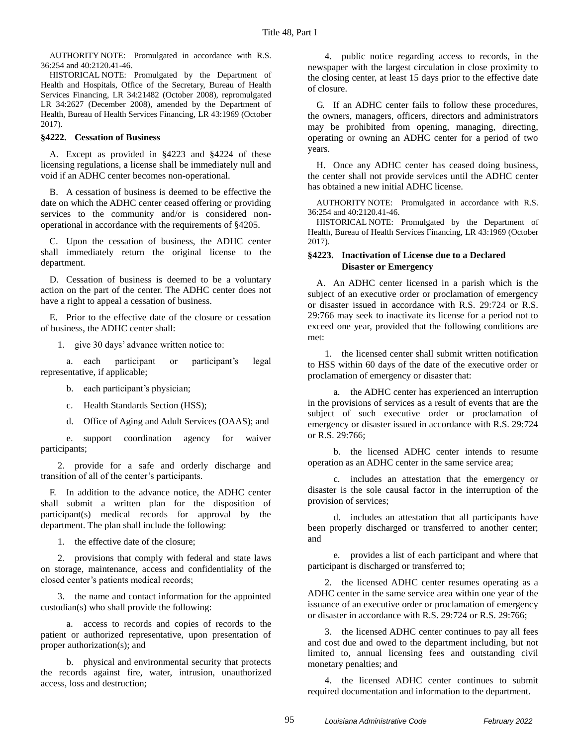AUTHORITY NOTE: Promulgated in accordance with R.S. 36:254 and 40:2120.41-46.

HISTORICAL NOTE: Promulgated by the Department of Health and Hospitals, Office of the Secretary, Bureau of Health Services Financing, LR 34:21482 (October 2008), repromulgated LR 34:2627 (December 2008), amended by the Department of Health, Bureau of Health Services Financing, LR 43:1969 (October 2017).

### §4222. Cessation of Business

A. Except as provided in §4223 and §4224 of these licensing regulations, a license shall be immediately null and void if an ADHC center becomes non-operational.

B. A cessation of business is deemed to be effective the date on which the ADHC center ceased offering or providing services to the community and/or is considered non-operational in accordance with the requirements of §4205.

C. Upon the cessation of business, the ADHC center shall immediately return the original license to the department.

D. Cessation of business is deemed to be a voluntary action on the part of the center. The ADHC center does not have a right to appeal a cessation of business.

E. Prior to the effective date of the closure or cessation of business, the ADHC center shall:

1. give 30 days' advance written notice to:

a. each participant or participant's legal representative, if applicable;

b. each participant's physician;

c. Health Standards Section (HSS);

d. Office of Aging and Adult Services (OAAS); and

e. support coordination agency for waiver participants;

2. provide for a safe and orderly discharge and transition of all of the center's participants.

F. In addition to the advance notice, the ADHC center shall submit a written plan for the disposition of participant(s) medical records for approval by the department. The plan shall include the following:

1. the effective date of the closure;

2. provisions that comply with federal and state laws on storage, maintenance, access and confidentiality of the closed center's patients medical records;

3. the name and contact information for the appointed custodian(s) who shall provide the following:

a. access to records and copies of records to the patient or authorized representative, upon presentation of proper authorization(s); and

b. physical and environmental security that protects the records against fire, water, intrusion, unauthorized access, loss and destruction;

4. public notice regarding access to records, in the newspaper with the largest circulation in close proximity to the closing center, at least 15 days prior to the effective date of closure.

G. If an ADHC center fails to follow these procedures, the owners, managers, officers, directors and administrators may be prohibited from opening, managing, directing, operating or owning an ADHC center for a period of two years.

H. Once any ADHC center has ceased doing business, the center shall not provide services until the ADHC center has obtained a new initial ADHC license.

AUTHORITY NOTE: Promulgated in accordance with R.S. 36:254 and 40:2120.41-46.

HISTORICAL NOTE: Promulgated by the Department of Health, Bureau of Health Services Financing, LR 43:1969 (October 2017).

### §4223. Inactivation of License due to a Declared Disaster or Emergency

A. An ADHC center licensed in a parish which is the subject of an executive order or proclamation of emergency or disaster issued in accordance with R.S. 29:724 or R.S. 29:766 may seek to inactivate its license for a period not to exceed one year, provided that the following conditions are met:

1. the licensed center shall submit written notification to HSS within 60 days of the date of the executive order or proclamation of emergency or disaster that:

a. the ADHC center has experienced an interruption in the provisions of services as a result of events that are the subject of such executive order or proclamation of emergency or disaster issued in accordance with R.S. 29:724 or R.S. 29:766;

b. the licensed ADHC center intends to resume operation as an ADHC center in the same service area;

c. includes an attestation that the emergency or disaster is the sole causal factor in the interruption of the provision of services;

d. includes an attestation that all participants have been properly discharged or transferred to another center; and

e. provides a list of each participant and where that participant is discharged or transferred to;

2. the licensed ADHC center resumes operating as a ADHC center in the same service area within one year of the issuance of an executive order or proclamation of emergency or disaster in accordance with R.S. 29:724 or R.S. 29:766;

3. the licensed ADHC center continues to pay all fees and cost due and owed to the department including, but not limited to, annual licensing fees and outstanding civil monetary penalties; and

4. the licensed ADHC center continues to submit required documentation and information to the department.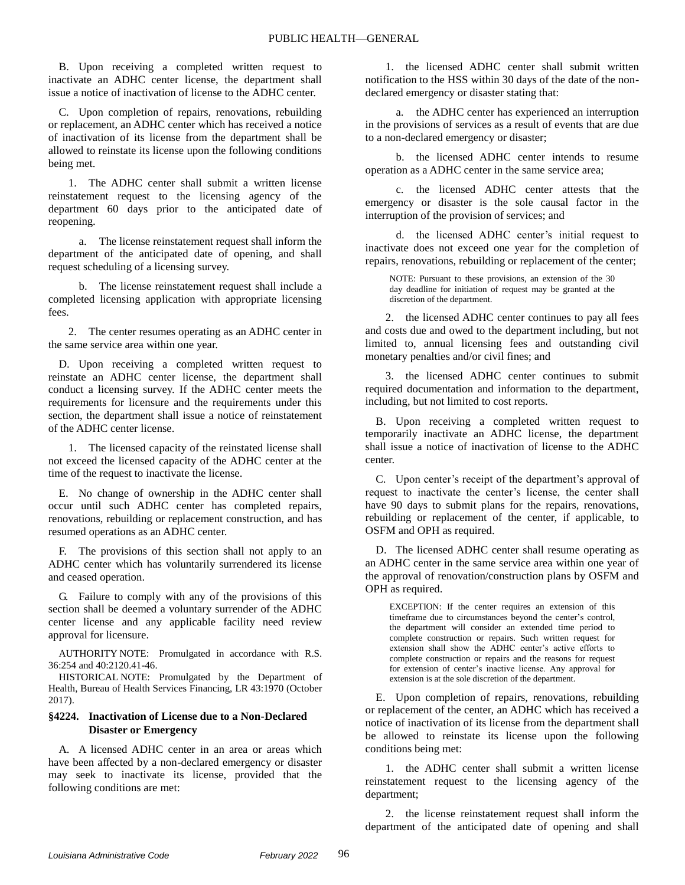B. Upon receiving a completed written request to inactivate an ADHC center license, the department shall issue a notice of inactivation of license to the ADHC center.

C. Upon completion of repairs, renovations, rebuilding or replacement, an ADHC center which has received a notice of inactivation of its license from the department shall be allowed to reinstate its license upon the following conditions being met.

1. The ADHC center shall submit a written license reinstatement request to the licensing agency of the department 60 days prior to the anticipated date of reopening.

a. The license reinstatement request shall inform the department of the anticipated date of opening, and shall request scheduling of a licensing survey.

b. The license reinstatement request shall include a completed licensing application with appropriate licensing fees.

2. The center resumes operating as an ADHC center in the same service area within one year.

D. Upon receiving a completed written request to reinstate an ADHC center license, the department shall conduct a licensing survey. If the ADHC center meets the requirements for licensure and the requirements under this section, the department shall issue a notice of reinstatement of the ADHC center license.

1. The licensed capacity of the reinstated license shall not exceed the licensed capacity of the ADHC center at the time of the request to inactivate the license.

E. No change of ownership in the ADHC center shall occur until such ADHC center has completed repairs, renovations, rebuilding or replacement construction, and has resumed operations as an ADHC center.

F. The provisions of this section shall not apply to an ADHC center which has voluntarily surrendered its license and ceased operation.

G. Failure to comply with any of the provisions of this section shall be deemed a voluntary surrender of the ADHC center license and any applicable facility need review approval for licensure.

AUTHORITY NOTE: Promulgated in accordance with R.S. 36:254 and 40:2120.41-46.

HISTORICAL NOTE: Promulgated by the Department of Health, Bureau of Health Services Financing, LR 43:1970 (October 2017).

### §4224. Inactivation of License due to a Non-Declared Disaster or Emergency

A. A licensed ADHC center in an area or areas which have been affected by a non-declared emergency or disaster may seek to inactivate its license, provided that the following conditions are met:

1. the licensed ADHC center shall submit written notification to the HSS within 30 days of the date of the non-declared emergency or disaster stating that:

a. the ADHC center has experienced an interruption in the provisions of services as a result of events that are due to a non-declared emergency or disaster;

b. the licensed ADHC center intends to resume operation as a ADHC center in the same service area;

c. the licensed ADHC center attests that the emergency or disaster is the sole causal factor in the interruption of the provision of services; and

d. the licensed ADHC center's initial request to inactivate does not exceed one year for the completion of repairs, renovations, rebuilding or replacement of the center;

NOTE: Pursuant to these provisions, an extension of the 30 day deadline for initiation of request may be granted at the discretion of the department.

2. the licensed ADHC center continues to pay all fees and costs due and owed to the department including, but not limited to, annual licensing fees and outstanding civil monetary penalties and/or civil fines; and

3. the licensed ADHC center continues to submit required documentation and information to the department, including, but not limited to cost reports.

B. Upon receiving a completed written request to temporarily inactivate an ADHC license, the department shall issue a notice of inactivation of license to the ADHC center.

C. Upon center's receipt of the department's approval of request to inactivate the center's license, the center shall have 90 days to submit plans for the repairs, renovations, rebuilding or replacement of the center, if applicable, to OSFM and OPH as required.

D. The licensed ADHC center shall resume operating as an ADHC center in the same service area within one year of the approval of renovation/construction plans by OSFM and OPH as required.

EXCEPTION: If the center requires an extension of this timeframe due to circumstances beyond the center's control, the department will consider an extended time period to complete construction or repairs. Such written request for extension shall show the ADHC center's active efforts to complete construction or repairs and the reasons for request for extension of center's inactive license. Any approval for extension is at the sole discretion of the department.

E. Upon completion of repairs, renovations, rebuilding or replacement of the center, an ADHC which has received a notice of inactivation of its license from the department shall be allowed to reinstate its license upon the following conditions being met:

1. the ADHC center shall submit a written license reinstatement request to the licensing agency of the department;

2. the license reinstatement request shall inform the department of the anticipated date of opening and shall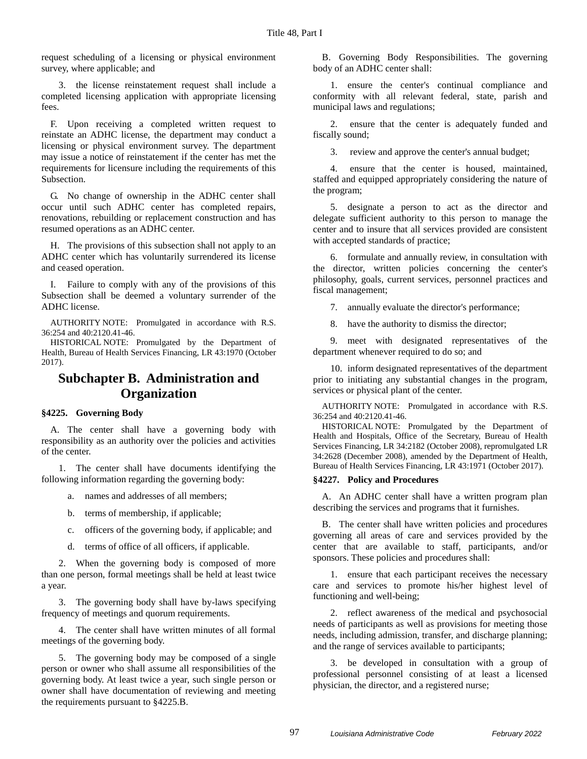request scheduling of a licensing or physical environment survey, where applicable; and

3. the license reinstatement request shall include a completed licensing application with appropriate licensing fees.

F. Upon receiving a completed written request to reinstate an ADHC license, the department may conduct a licensing or physical environment survey. The department may issue a notice of reinstatement if the center has met the requirements for licensure including the requirements of this Subsection.

G. No change of ownership in the ADHC center shall occur until such ADHC center has completed repairs, renovations, rebuilding or replacement construction and has resumed operations as an ADHC center.

H. The provisions of this subsection shall not apply to an ADHC center which has voluntarily surrendered its license and ceased operation.

I. Failure to comply with any of the provisions of this Subsection shall be deemed a voluntary surrender of the ADHC license.

AUTHORITY NOTE: Promulgated in accordance with R.S. 36:254 and 40:2120.41-46.

HISTORICAL NOTE: Promulgated by the Department of Health, Bureau of Health Services Financing, LR 43:1970 (October 2017).

## Subchapter B. Administration and Organization

### §4225. Governing Body

A. The center shall have a governing body with responsibility as an authority over the policies and activities of the center.

1. The center shall have documents identifying the following information regarding the governing body:

   a. names and addresses of all members;

   b. terms of membership, if applicable;

   c. officers of the governing body, if applicable; and

   d. terms of office of all officers, if applicable.

2. When the governing body is composed of more than one person, formal meetings shall be held at least twice a year.

3. The governing body shall have by-laws specifying frequency of meetings and quorum requirements.

4. The center shall have written minutes of all formal meetings of the governing body.

5. The governing body may be composed of a single person or owner who shall assume all responsibilities of the governing body. At least twice a year, such single person or owner shall have documentation of reviewing and meeting the requirements pursuant to §4225.B.

B. Governing Body Responsibilities. The governing body of an ADHC center shall:

1. ensure the center's continual compliance and conformity with all relevant federal, state, parish and municipal laws and regulations;

2. ensure that the center is adequately funded and fiscally sound;

3. review and approve the center's annual budget;

4. ensure that the center is housed, maintained, staffed and equipped appropriately considering the nature of the program;

5. designate a person to act as the director and delegate sufficient authority to this person to manage the center and to insure that all services provided are consistent with accepted standards of practice;

6. formulate and annually review, in consultation with the director, written policies concerning the center's philosophy, goals, current services, personnel practices and fiscal management;

7. annually evaluate the director's performance;

8. have the authority to dismiss the director;

9. meet with designated representatives of the department whenever required to do so; and

10. inform designated representatives of the department prior to initiating any substantial changes in the program, services or physical plant of the center.

AUTHORITY NOTE: Promulgated in accordance with R.S. 36:254 and 40:2120.41-46.

HISTORICAL NOTE: Promulgated by the Department of Health and Hospitals, Office of the Secretary, Bureau of Health Services Financing, LR 34:2182 (October 2008), repromulgated LR 34:2628 (December 2008), amended by the Department of Health, Bureau of Health Services Financing, LR 43:1971 (October 2017).

### §4227. Policy and Procedures

A. An ADHC center shall have a written program plan describing the services and programs that it furnishes.

B. The center shall have written policies and procedures governing all areas of care and services provided by the center that are available to staff, participants, and/or sponsors. These policies and procedures shall:

1. ensure that each participant receives the necessary care and services to promote his/her highest level of functioning and well-being;

2. reflect awareness of the medical and psychosocial needs of participants as well as provisions for meeting those needs, including admission, transfer, and discharge planning; and the range of services available to participants;

3. be developed in consultation with a group of professional personnel consisting of at least a licensed physician, the director, and a registered nurse;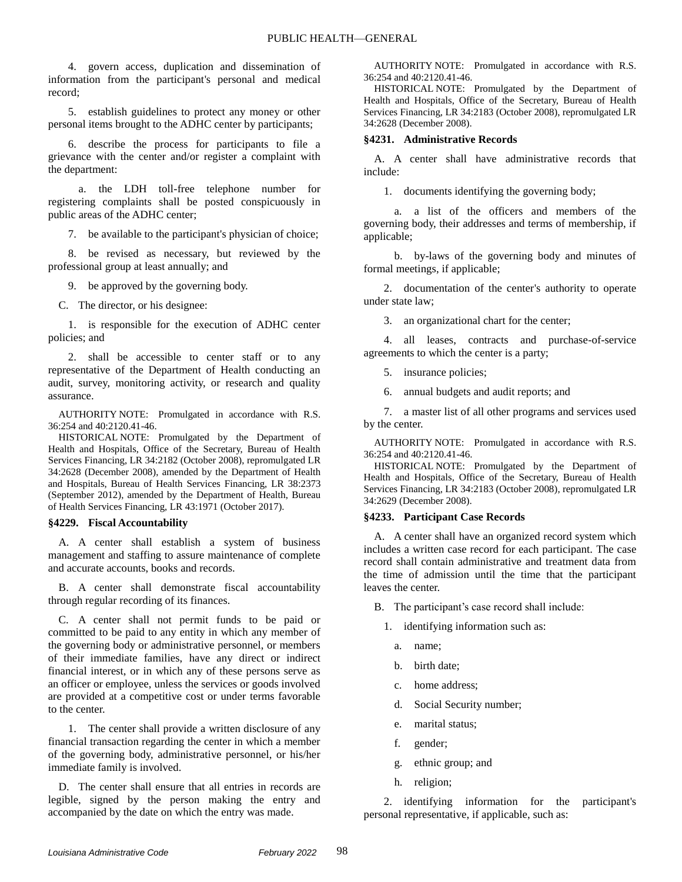4. govern access, duplication and dissemination of information from the participant's personal and medical record;

5. establish guidelines to protect any money or other personal items brought to the ADHC center by participants;

6. describe the process for participants to file a grievance with the center and/or register a complaint with the department:

a. the LDH toll-free telephone number for registering complaints shall be posted conspicuously in public areas of the ADHC center;

7. be available to the participant's physician of choice;

8. be revised as necessary, but reviewed by the professional group at least annually; and

9. be approved by the governing body.

C. The director, or his designee:

1. is responsible for the execution of ADHC center policies; and

2. shall be accessible to center staff or to any representative of the Department of Health conducting an audit, survey, monitoring activity, or research and quality assurance.

AUTHORITY NOTE: Promulgated in accordance with R.S. 36:254 and 40:2120.41-46.

HISTORICAL NOTE: Promulgated by the Department of Health and Hospitals, Office of the Secretary, Bureau of Health Services Financing, LR 34:2182 (October 2008), repromulgated LR 34:2628 (December 2008), amended by the Department of Health and Hospitals, Bureau of Health Services Financing, LR 38:2373 (September 2012), amended by the Department of Health, Bureau of Health Services Financing, LR 43:1971 (October 2017).

### §4229. Fiscal Accountability

A. A center shall establish a system of business management and staffing to assure maintenance of complete and accurate accounts, books and records.

B. A center shall demonstrate fiscal accountability through regular recording of its finances.

C. A center shall not permit funds to be paid or committed to be paid to any entity in which any member of the governing body or administrative personnel, or members of their immediate families, have any direct or indirect financial interest, or in which any of these persons serve as an officer or employee, unless the services or goods involved are provided at a competitive cost or under terms favorable to the center.

1. The center shall provide a written disclosure of any financial transaction regarding the center in which a member of the governing body, administrative personnel, or his/her immediate family is involved.

D. The center shall ensure that all entries in records are legible, signed by the person making the entry and accompanied by the date on which the entry was made.

AUTHORITY NOTE: Promulgated in accordance with R.S. 36:254 and 40:2120.41-46.

HISTORICAL NOTE: Promulgated by the Department of Health and Hospitals, Office of the Secretary, Bureau of Health Services Financing, LR 34:2183 (October 2008), repromulgated LR 34:2628 (December 2008).

### §4231. Administrative Records

A. A center shall have administrative records that include:

1. documents identifying the governing body;

a. a list of the officers and members of the governing body, their addresses and terms of membership, if applicable;

b. by-laws of the governing body and minutes of formal meetings, if applicable;

2. documentation of the center's authority to operate under state law;

3. an organizational chart for the center;

4. all leases, contracts and purchase-of-service agreements to which the center is a party;

5. insurance policies;

6. annual budgets and audit reports; and

7. a master list of all other programs and services used by the center.

AUTHORITY NOTE: Promulgated in accordance with R.S. 36:254 and 40:2120.41-46.

HISTORICAL NOTE: Promulgated by the Department of Health and Hospitals, Office of the Secretary, Bureau of Health Services Financing, LR 34:2183 (October 2008), repromulgated LR 34:2629 (December 2008).

### §4233. Participant Case Records

A. A center shall have an organized record system which includes a written case record for each participant. The case record shall contain administrative and treatment data from the time of admission until the time that the participant leaves the center.

B. The participant's case record shall include:

1. identifying information such as:

a. name;

b. birth date;

c. home address;

d. Social Security number;

e. marital status;

f. gender;

g. ethnic group; and

h. religion;

2. identifying information for the participant's personal representative, if applicable, such as: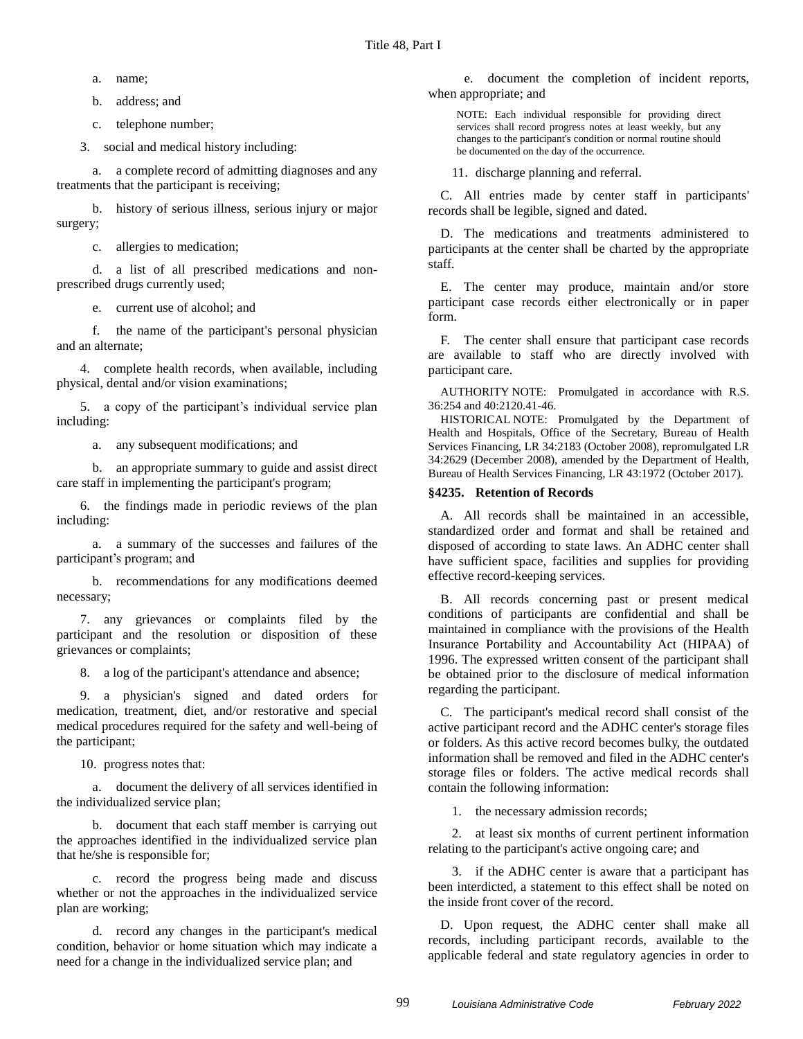a. name;

b. address; and

c. telephone number;

3. social and medical history including:

a. a complete record of admitting diagnoses and any treatments that the participant is receiving;

b. history of serious illness, serious injury or major surgery;

c. allergies to medication;

d. a list of all prescribed medications and non-prescribed drugs currently used;

e. current use of alcohol; and

f. the name of the participant's personal physician and an alternate;

4. complete health records, when available, including physical, dental and/or vision examinations;

5. a copy of the participant's individual service plan including:

a. any subsequent modifications; and

b. an appropriate summary to guide and assist direct care staff in implementing the participant's program;

6. the findings made in periodic reviews of the plan including:

a. a summary of the successes and failures of the participant's program; and

b. recommendations for any modifications deemed necessary;

7. any grievances or complaints filed by the participant and the resolution or disposition of these grievances or complaints;

8. a log of the participant's attendance and absence;

9. a physician's signed and dated orders for medication, treatment, diet, and/or restorative and special medical procedures required for the safety and well-being of the participant;

10. progress notes that:

a. document the delivery of all services identified in the individualized service plan;

b. document that each staff member is carrying out the approaches identified in the individualized service plan that he/she is responsible for;

c. record the progress being made and discuss whether or not the approaches in the individualized service plan are working;

d. record any changes in the participant's medical condition, behavior or home situation which may indicate a need for a change in the individualized service plan; and

e. document the completion of incident reports, when appropriate; and

> NOTE: Each individual responsible for providing direct services shall record progress notes at least weekly, but any changes to the participant's condition or normal routine should be documented on the day of the occurrence.

11. discharge planning and referral.

C. All entries made by center staff in participants' records shall be legible, signed and dated.

D. The medications and treatments administered to participants at the center shall be charted by the appropriate staff.

E. The center may produce, maintain and/or store participant case records either electronically or in paper form.

F. The center shall ensure that participant case records are available to staff who are directly involved with participant care.

AUTHORITY NOTE: Promulgated in accordance with R.S. 36:254 and 40:2120.41-46.

HISTORICAL NOTE: Promulgated by the Department of Health and Hospitals, Office of the Secretary, Bureau of Health Services Financing, LR 34:2183 (October 2008), repromulgated LR 34:2629 (December 2008), amended by the Department of Health, Bureau of Health Services Financing, LR 43:1972 (October 2017).

### §4235. Retention of Records

A. All records shall be maintained in an accessible, standardized order and format and shall be retained and disposed of according to state laws. An ADHC center shall have sufficient space, facilities and supplies for providing effective record-keeping services.

B. All records concerning past or present medical conditions of participants are confidential and shall be maintained in compliance with the provisions of the Health Insurance Portability and Accountability Act (HIPAA) of 1996. The expressed written consent of the participant shall be obtained prior to the disclosure of medical information regarding the participant.

C. The participant's medical record shall consist of the active participant record and the ADHC center's storage files or folders. As this active record becomes bulky, the outdated information shall be removed and filed in the ADHC center's storage files or folders. The active medical records shall contain the following information:

1. the necessary admission records;

2. at least six months of current pertinent information relating to the participant's active ongoing care; and

3. if the ADHC center is aware that a participant has been interdicted, a statement to this effect shall be noted on the inside front cover of the record.

D. Upon request, the ADHC center shall make all records, including participant records, available to the applicable federal and state regulatory agencies in order to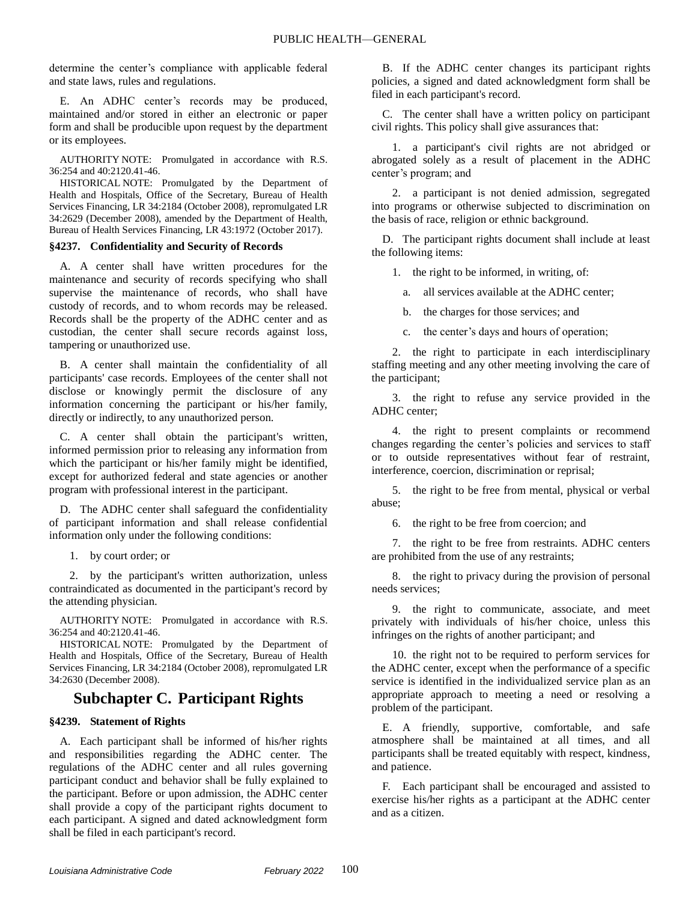determine the center's compliance with applicable federal and state laws, rules and regulations.

E. An ADHC center's records may be produced, maintained and/or stored in either an electronic or paper form and shall be producible upon request by the department or its employees.

AUTHORITY NOTE: Promulgated in accordance with R.S. 36:254 and 40:2120.41-46.

HISTORICAL NOTE: Promulgated by the Department of Health and Hospitals, Office of the Secretary, Bureau of Health Services Financing, LR 34:2184 (October 2008), repromulgated LR 34:2629 (December 2008), amended by the Department of Health, Bureau of Health Services Financing, LR 43:1972 (October 2017).

### §4237. Confidentiality and Security of Records

A. A center shall have written procedures for the maintenance and security of records specifying who shall supervise the maintenance of records, who shall have custody of records, and to whom records may be released. Records shall be the property of the ADHC center and as custodian, the center shall secure records against loss, tampering or unauthorized use.

B. A center shall maintain the confidentiality of all participants' case records. Employees of the center shall not disclose or knowingly permit the disclosure of any information concerning the participant or his/her family, directly or indirectly, to any unauthorized person.

C. A center shall obtain the participant's written, informed permission prior to releasing any information from which the participant or his/her family might be identified, except for authorized federal and state agencies or another program with professional interest in the participant.

D. The ADHC center shall safeguard the confidentiality of participant information and shall release confidential information only under the following conditions:

1. by court order; or

2. by the participant's written authorization, unless contraindicated as documented in the participant's record by the attending physician.

AUTHORITY NOTE: Promulgated in accordance with R.S. 36:254 and 40:2120.41-46.

HISTORICAL NOTE: Promulgated by the Department of Health and Hospitals, Office of the Secretary, Bureau of Health Services Financing, LR 34:2184 (October 2008), repromulgated LR 34:2630 (December 2008).

## Subchapter C. Participant Rights

### §4239. Statement of Rights

A. Each participant shall be informed of his/her rights and responsibilities regarding the ADHC center. The regulations of the ADHC center and all rules governing participant conduct and behavior shall be fully explained to the participant. Before or upon admission, the ADHC center shall provide a copy of the participant rights document to each participant. A signed and dated acknowledgment form shall be filed in each participant's record.

B. If the ADHC center changes its participant rights policies, a signed and dated acknowledgment form shall be filed in each participant's record.

C. The center shall have a written policy on participant civil rights. This policy shall give assurances that:

1. a participant's civil rights are not abridged or abrogated solely as a result of placement in the ADHC center's program; and

2. a participant is not denied admission, segregated into programs or otherwise subjected to discrimination on the basis of race, religion or ethnic background.

D. The participant rights document shall include at least the following items:

1. the right to be informed, in writing, of:

a. all services available at the ADHC center;

b. the charges for those services; and

c. the center's days and hours of operation;

2. the right to participate in each interdisciplinary staffing meeting and any other meeting involving the care of the participant;

3. the right to refuse any service provided in the ADHC center;

4. the right to present complaints or recommend changes regarding the center's policies and services to staff or to outside representatives without fear of restraint, interference, coercion, discrimination or reprisal;

5. the right to be free from mental, physical or verbal abuse;

6. the right to be free from coercion; and

7. the right to be free from restraints. ADHC centers are prohibited from the use of any restraints;

8. the right to privacy during the provision of personal needs services;

9. the right to communicate, associate, and meet privately with individuals of his/her choice, unless this infringes on the rights of another participant; and

10. the right not to be required to perform services for the ADHC center, except when the performance of a specific service is identified in the individualized service plan as an appropriate approach to meeting a need or resolving a problem of the participant.

E. A friendly, supportive, comfortable, and safe atmosphere shall be maintained at all times, and all participants shall be treated equitably with respect, kindness, and patience.

F. Each participant shall be encouraged and assisted to exercise his/her rights as a participant at the ADHC center and as a citizen.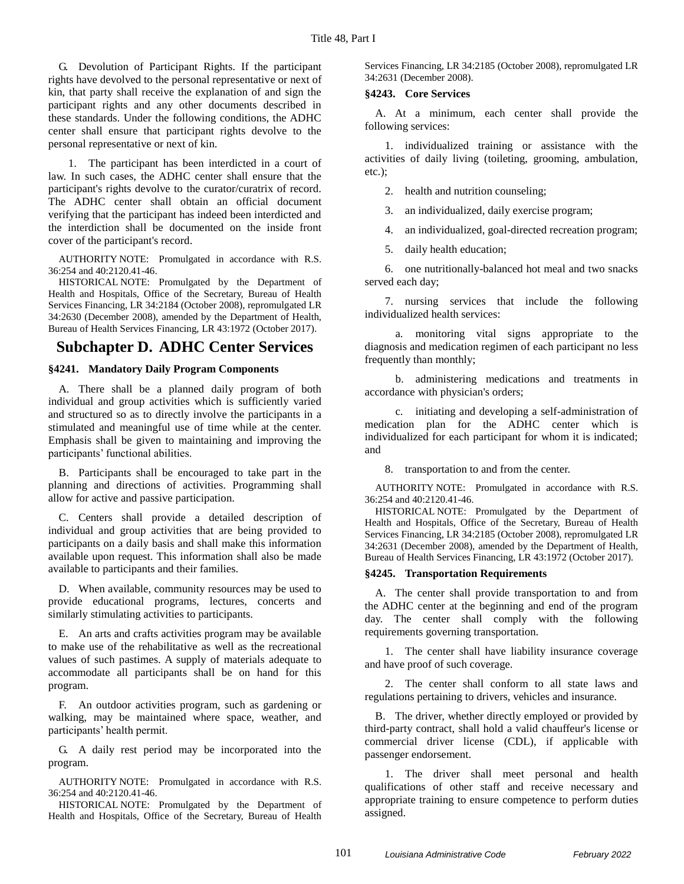G. Devolution of Participant Rights. If the participant rights have devolved to the personal representative or next of kin, that party shall receive the explanation of and sign the participant rights and any other documents described in these standards. Under the following conditions, the ADHC center shall ensure that participant rights devolve to the personal representative or next of kin.

1. The participant has been interdicted in a court of law. In such cases, the ADHC center shall ensure that the participant's rights devolve to the curator/curatrix of record. The ADHC center shall obtain an official document verifying that the participant has indeed been interdicted and the interdiction shall be documented on the inside front cover of the participant's record.

AUTHORITY NOTE: Promulgated in accordance with R.S. 36:254 and 40:2120.41-46.

HISTORICAL NOTE: Promulgated by the Department of Health and Hospitals, Office of the Secretary, Bureau of Health Services Financing, LR 34:2184 (October 2008), repromulgated LR 34:2630 (December 2008), amended by the Department of Health, Bureau of Health Services Financing, LR 43:1972 (October 2017).

## Subchapter D. ADHC Center Services

### §4241. Mandatory Daily Program Components

A. There shall be a planned daily program of both individual and group activities which is sufficiently varied and structured so as to directly involve the participants in a stimulated and meaningful use of time while at the center. Emphasis shall be given to maintaining and improving the participants' functional abilities.

B. Participants shall be encouraged to take part in the planning and directions of activities. Programming shall allow for active and passive participation.

C. Centers shall provide a detailed description of individual and group activities that are being provided to participants on a daily basis and shall make this information available upon request. This information shall also be made available to participants and their families.

D. When available, community resources may be used to provide educational programs, lectures, concerts and similarly stimulating activities to participants.

E. An arts and crafts activities program may be available to make use of the rehabilitative as well as the recreational values of such pastimes. A supply of materials adequate to accommodate all participants shall be on hand for this program.

F. An outdoor activities program, such as gardening or walking, may be maintained where space, weather, and participants' health permit.

G. A daily rest period may be incorporated into the program.

AUTHORITY NOTE: Promulgated in accordance with R.S. 36:254 and 40:2120.41-46.

HISTORICAL NOTE: Promulgated by the Department of Health and Hospitals, Office of the Secretary, Bureau of Health Services Financing, LR 34:2185 (October 2008), repromulgated LR 34:2631 (December 2008).

### §4243. Core Services

A. At a minimum, each center shall provide the following services:

1. individualized training or assistance with the activities of daily living (toileting, grooming, ambulation, etc.);

2. health and nutrition counseling;

3. an individualized, daily exercise program;

4. an individualized, goal-directed recreation program;

5. daily health education;

6. one nutritionally-balanced hot meal and two snacks served each day;

7. nursing services that include the following individualized health services:

a. monitoring vital signs appropriate to the diagnosis and medication regimen of each participant no less frequently than monthly;

b. administering medications and treatments in accordance with physician's orders;

c. initiating and developing a self-administration of medication plan for the ADHC center which is individualized for each participant for whom it is indicated; and

8. transportation to and from the center.

AUTHORITY NOTE: Promulgated in accordance with R.S. 36:254 and 40:2120.41-46.

HISTORICAL NOTE: Promulgated by the Department of Health and Hospitals, Office of the Secretary, Bureau of Health Services Financing, LR 34:2185 (October 2008), repromulgated LR 34:2631 (December 2008), amended by the Department of Health, Bureau of Health Services Financing, LR 43:1972 (October 2017).

### §4245. Transportation Requirements

A. The center shall provide transportation to and from the ADHC center at the beginning and end of the program day. The center shall comply with the following requirements governing transportation.

1. The center shall have liability insurance coverage and have proof of such coverage.

2. The center shall conform to all state laws and regulations pertaining to drivers, vehicles and insurance.

B. The driver, whether directly employed or provided by third-party contract, shall hold a valid chauffeur's license or commercial driver license (CDL), if applicable with passenger endorsement.

1. The driver shall meet personal and health qualifications of other staff and receive necessary and appropriate training to ensure competence to perform duties assigned.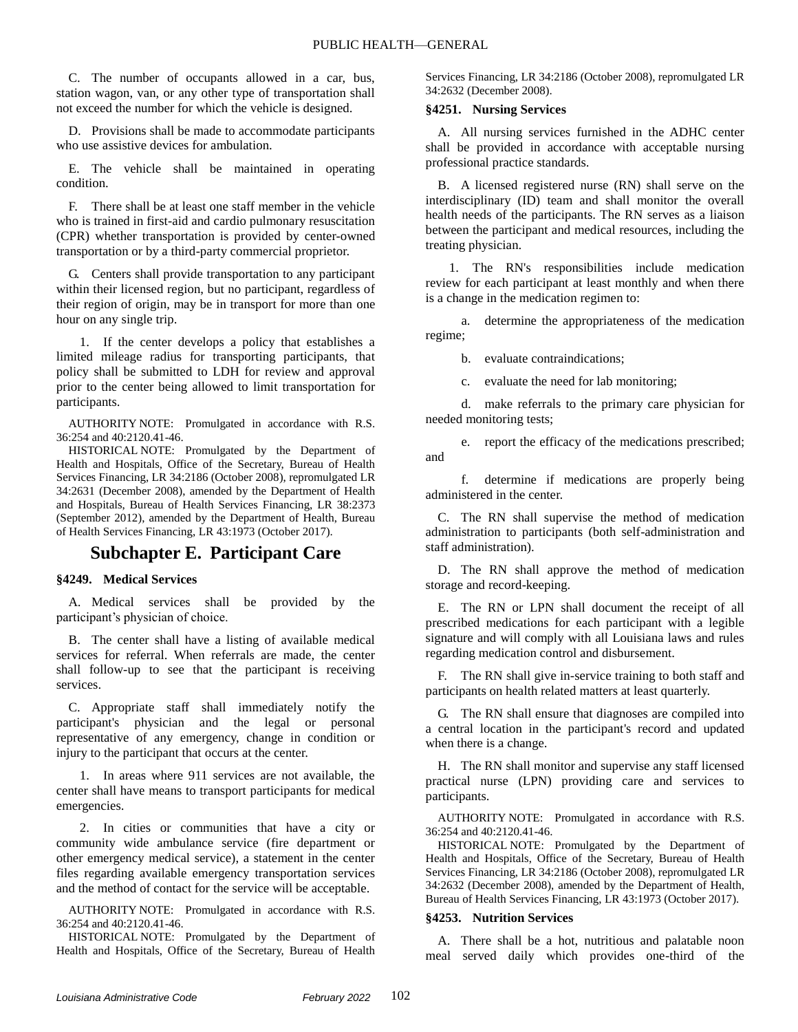C. The number of occupants allowed in a car, bus, station wagon, van, or any other type of transportation shall not exceed the number for which the vehicle is designed.

D. Provisions shall be made to accommodate participants who use assistive devices for ambulation.

E. The vehicle shall be maintained in operating condition.

F. There shall be at least one staff member in the vehicle who is trained in first-aid and cardio pulmonary resuscitation (CPR) whether transportation is provided by center-owned transportation or by a third-party commercial proprietor.

G. Centers shall provide transportation to any participant within their licensed region, but no participant, regardless of their region of origin, may be in transport for more than one hour on any single trip.

1. If the center develops a policy that establishes a limited mileage radius for transporting participants, that policy shall be submitted to LDH for review and approval prior to the center being allowed to limit transportation for participants.

AUTHORITY NOTE: Promulgated in accordance with R.S. 36:254 and 40:2120.41-46.

HISTORICAL NOTE: Promulgated by the Department of Health and Hospitals, Office of the Secretary, Bureau of Health Services Financing, LR 34:2186 (October 2008), repromulgated LR 34:2631 (December 2008), amended by the Department of Health and Hospitals, Bureau of Health Services Financing, LR 38:2373 (September 2012), amended by the Department of Health, Bureau of Health Services Financing, LR 43:1973 (October 2017).

## Subchapter E. Participant Care

### §4249. Medical Services

A. Medical services shall be provided by the participant's physician of choice.

B. The center shall have a listing of available medical services for referral. When referrals are made, the center shall follow-up to see that the participant is receiving services.

C. Appropriate staff shall immediately notify the participant's physician and the legal or personal representative of any emergency, change in condition or injury to the participant that occurs at the center.

1. In areas where 911 services are not available, the center shall have means to transport participants for medical emergencies.

2. In cities or communities that have a city or community wide ambulance service (fire department or other emergency medical service), a statement in the center files regarding available emergency transportation services and the method of contact for the service will be acceptable.

AUTHORITY NOTE: Promulgated in accordance with R.S. 36:254 and 40:2120.41-46.

HISTORICAL NOTE: Promulgated by the Department of Health and Hospitals, Office of the Secretary, Bureau of Health Services Financing, LR 34:2186 (October 2008), repromulgated LR 34:2632 (December 2008).

### §4251. Nursing Services

A. All nursing services furnished in the ADHC center shall be provided in accordance with acceptable nursing professional practice standards.

B. A licensed registered nurse (RN) shall serve on the interdisciplinary (ID) team and shall monitor the overall health needs of the participants. The RN serves as a liaison between the participant and medical resources, including the treating physician.

1. The RN's responsibilities include medication review for each participant at least monthly and when there is a change in the medication regimen to:

a. determine the appropriateness of the medication regime;

b. evaluate contraindications;

c. evaluate the need for lab monitoring;

d. make referrals to the primary care physician for needed monitoring tests;

e. report the efficacy of the medications prescribed; and

f. determine if medications are properly being administered in the center.

C. The RN shall supervise the method of medication administration to participants (both self-administration and staff administration).

D. The RN shall approve the method of medication storage and record-keeping.

E. The RN or LPN shall document the receipt of all prescribed medications for each participant with a legible signature and will comply with all Louisiana laws and rules regarding medication control and disbursement.

F. The RN shall give in-service training to both staff and participants on health related matters at least quarterly.

G. The RN shall ensure that diagnoses are compiled into a central location in the participant's record and updated when there is a change.

H. The RN shall monitor and supervise any staff licensed practical nurse (LPN) providing care and services to participants.

AUTHORITY NOTE: Promulgated in accordance with R.S. 36:254 and 40:2120.41-46.

HISTORICAL NOTE: Promulgated by the Department of Health and Hospitals, Office of the Secretary, Bureau of Health Services Financing, LR 34:2186 (October 2008), repromulgated LR 34:2632 (December 2008), amended by the Department of Health, Bureau of Health Services Financing, LR 43:1973 (October 2017).

### §4253. Nutrition Services

A. There shall be a hot, nutritious and palatable noon meal served daily which provides one-third of the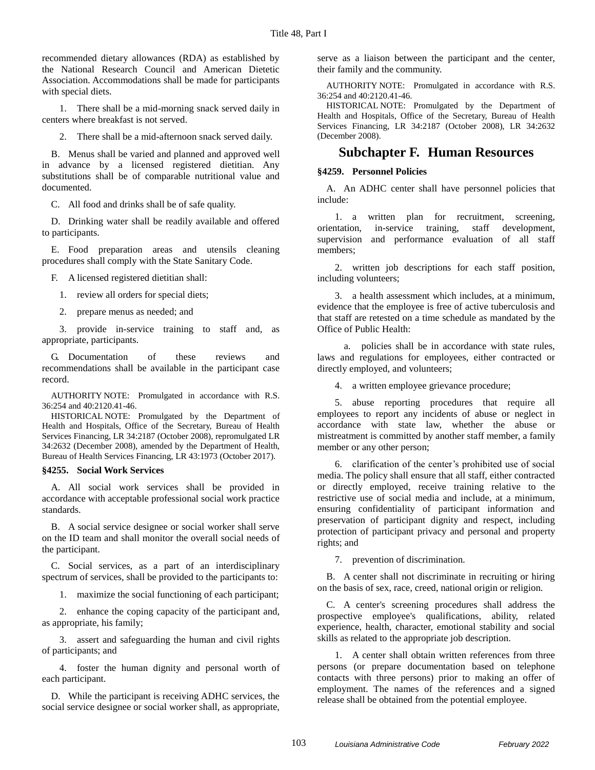recommended dietary allowances (RDA) as established by the National Research Council and American Dietetic Association. Accommodations shall be made for participants with special diets.

1. There shall be a mid-morning snack served daily in centers where breakfast is not served.

2. There shall be a mid-afternoon snack served daily.

B. Menus shall be varied and planned and approved well in advance by a licensed registered dietitian. Any substitutions shall be of comparable nutritional value and documented.

C. All food and drinks shall be of safe quality.

D. Drinking water shall be readily available and offered to participants.

E. Food preparation areas and utensils cleaning procedures shall comply with the State Sanitary Code.

F. A licensed registered dietitian shall:

1. review all orders for special diets;

2. prepare menus as needed; and

3. provide in-service training to staff and, as appropriate, participants.

G. Documentation of these reviews and recommendations shall be available in the participant case record.

AUTHORITY NOTE: Promulgated in accordance with R.S. 36:254 and 40:2120.41-46.

HISTORICAL NOTE: Promulgated by the Department of Health and Hospitals, Office of the Secretary, Bureau of Health Services Financing, LR 34:2187 (October 2008), repromulgated LR 34:2632 (December 2008), amended by the Department of Health, Bureau of Health Services Financing, LR 43:1973 (October 2017).

#### §4255. Social Work Services

A. All social work services shall be provided in accordance with acceptable professional social work practice standards.

B. A social service designee or social worker shall serve on the ID team and shall monitor the overall social needs of the participant.

C. Social services, as a part of an interdisciplinary spectrum of services, shall be provided to the participants to:

1. maximize the social functioning of each participant;

2. enhance the coping capacity of the participant and, as appropriate, his family;

3. assert and safeguarding the human and civil rights of participants; and

4. foster the human dignity and personal worth of each participant.

D. While the participant is receiving ADHC services, the social service designee or social worker shall, as appropriate, serve as a liaison between the participant and the center, their family and the community.

AUTHORITY NOTE: Promulgated in accordance with R.S. 36:254 and 40:2120.41-46.

HISTORICAL NOTE: Promulgated by the Department of Health and Hospitals, Office of the Secretary, Bureau of Health Services Financing, LR 34:2187 (October 2008), LR 34:2632 (December 2008).

## Subchapter F. Human Resources

#### §4259. Personnel Policies

A. An ADHC center shall have personnel policies that include:

1. a written plan for recruitment, screening, orientation, in-service training, staff development, supervision and performance evaluation of all staff members;

2. written job descriptions for each staff position, including volunteers;

3. a health assessment which includes, at a minimum, evidence that the employee is free of active tuberculosis and that staff are retested on a time schedule as mandated by the Office of Public Health:

a. policies shall be in accordance with state rules, laws and regulations for employees, either contracted or directly employed, and volunteers;

4. a written employee grievance procedure;

5. abuse reporting procedures that require all employees to report any incidents of abuse or neglect in accordance with state law, whether the abuse or mistreatment is committed by another staff member, a family member or any other person;

6. clarification of the center's prohibited use of social media. The policy shall ensure that all staff, either contracted or directly employed, receive training relative to the restrictive use of social media and include, at a minimum, ensuring confidentiality of participant information and preservation of participant dignity and respect, including protection of participant privacy and personal and property rights; and

7. prevention of discrimination.

B. A center shall not discriminate in recruiting or hiring on the basis of sex, race, creed, national origin or religion.

C. A center's screening procedures shall address the prospective employee's qualifications, ability, related experience, health, character, emotional stability and social skills as related to the appropriate job description.

1. A center shall obtain written references from three persons (or prepare documentation based on telephone contacts with three persons) prior to making an offer of employment. The names of the references and a signed release shall be obtained from the potential employee.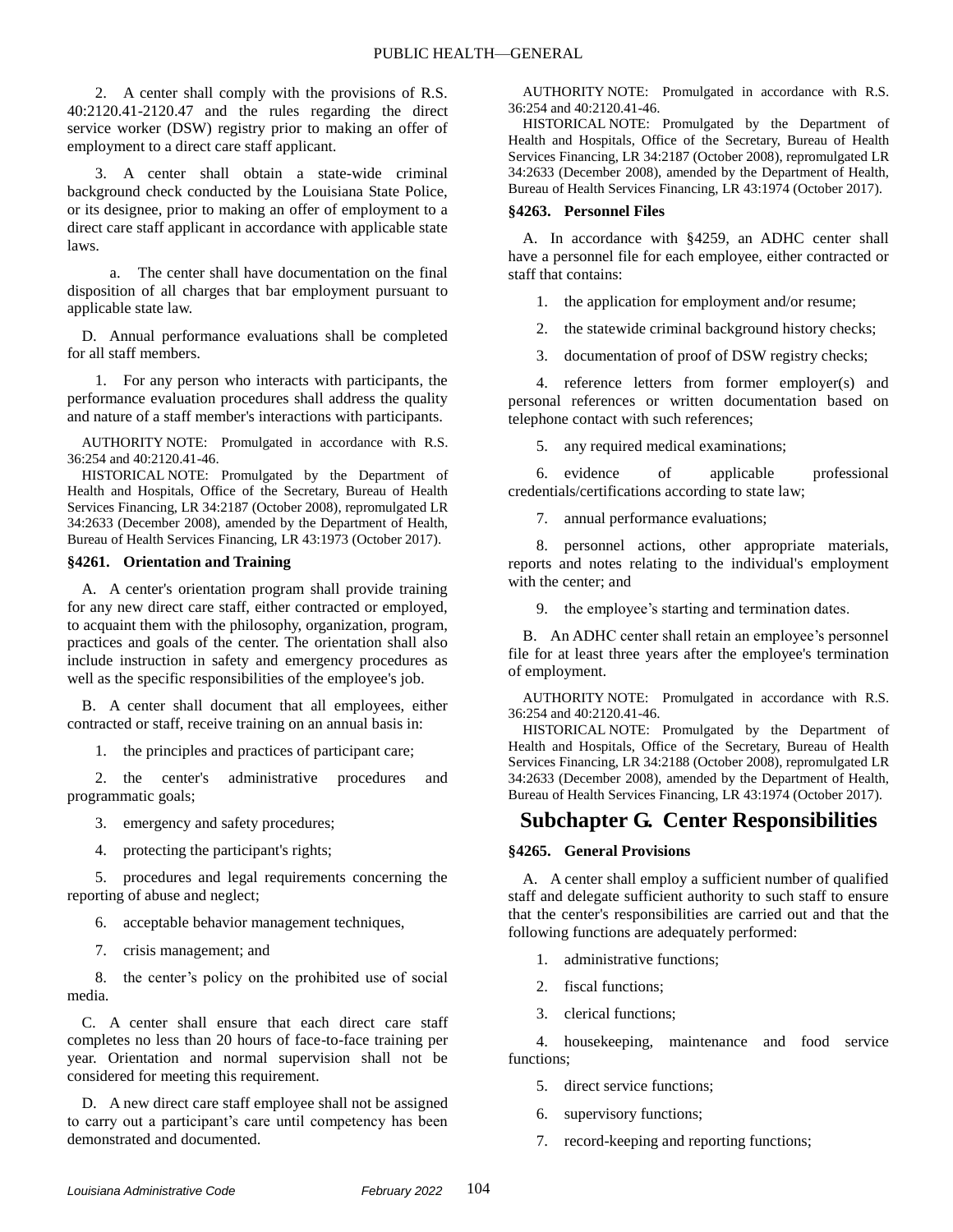2. A center shall comply with the provisions of R.S. 40:2120.41-2120.47 and the rules regarding the direct service worker (DSW) registry prior to making an offer of employment to a direct care staff applicant.

3. A center shall obtain a state-wide criminal background check conducted by the Louisiana State Police, or its designee, prior to making an offer of employment to a direct care staff applicant in accordance with applicable state laws.

a. The center shall have documentation on the final disposition of all charges that bar employment pursuant to applicable state law.

D. Annual performance evaluations shall be completed for all staff members.

1. For any person who interacts with participants, the performance evaluation procedures shall address the quality and nature of a staff member's interactions with participants.

AUTHORITY NOTE: Promulgated in accordance with R.S. 36:254 and 40:2120.41-46.

HISTORICAL NOTE: Promulgated by the Department of Health and Hospitals, Office of the Secretary, Bureau of Health Services Financing, LR 34:2187 (October 2008), repromulgated LR 34:2633 (December 2008), amended by the Department of Health, Bureau of Health Services Financing, LR 43:1973 (October 2017).

### §4261. Orientation and Training

A. A center's orientation program shall provide training for any new direct care staff, either contracted or employed, to acquaint them with the philosophy, organization, program, practices and goals of the center. The orientation shall also include instruction in safety and emergency procedures as well as the specific responsibilities of the employee's job.

B. A center shall document that all employees, either contracted or staff, receive training on an annual basis in:

1. the principles and practices of participant care;

2. the center's administrative procedures and programmatic goals;

3. emergency and safety procedures;

4. protecting the participant's rights;

5. procedures and legal requirements concerning the reporting of abuse and neglect;

6. acceptable behavior management techniques,

7. crisis management; and

8. the center's policy on the prohibited use of social media.

C. A center shall ensure that each direct care staff completes no less than 20 hours of face-to-face training per year. Orientation and normal supervision shall not be considered for meeting this requirement.

D. A new direct care staff employee shall not be assigned to carry out a participant's care until competency has been demonstrated and documented.

AUTHORITY NOTE: Promulgated in accordance with R.S. 36:254 and 40:2120.41-46.

HISTORICAL NOTE: Promulgated by the Department of Health and Hospitals, Office of the Secretary, Bureau of Health Services Financing, LR 34:2187 (October 2008), repromulgated LR 34:2633 (December 2008), amended by the Department of Health, Bureau of Health Services Financing, LR 43:1974 (October 2017).

### §4263. Personnel Files

A. In accordance with §4259, an ADHC center shall have a personnel file for each employee, either contracted or staff that contains:

1. the application for employment and/or resume;

2. the statewide criminal background history checks;

3. documentation of proof of DSW registry checks;

4. reference letters from former employer(s) and personal references or written documentation based on telephone contact with such references;

5. any required medical examinations;

6. evidence of applicable professional credentials/certifications according to state law;

7. annual performance evaluations;

8. personnel actions, other appropriate materials, reports and notes relating to the individual's employment with the center; and

9. the employee's starting and termination dates.

B. An ADHC center shall retain an employee's personnel file for at least three years after the employee's termination of employment.

AUTHORITY NOTE: Promulgated in accordance with R.S. 36:254 and 40:2120.41-46.

HISTORICAL NOTE: Promulgated by the Department of Health and Hospitals, Office of the Secretary, Bureau of Health Services Financing, LR 34:2188 (October 2008), repromulgated LR 34:2633 (December 2008), amended by the Department of Health, Bureau of Health Services Financing, LR 43:1974 (October 2017).

## Subchapter G. Center Responsibilities

### §4265. General Provisions

A. A center shall employ a sufficient number of qualified staff and delegate sufficient authority to such staff to ensure that the center's responsibilities are carried out and that the following functions are adequately performed:

1. administrative functions;

2. fiscal functions;

3. clerical functions;

4. housekeeping, maintenance and food service functions;

5. direct service functions;

6. supervisory functions;

7. record-keeping and reporting functions;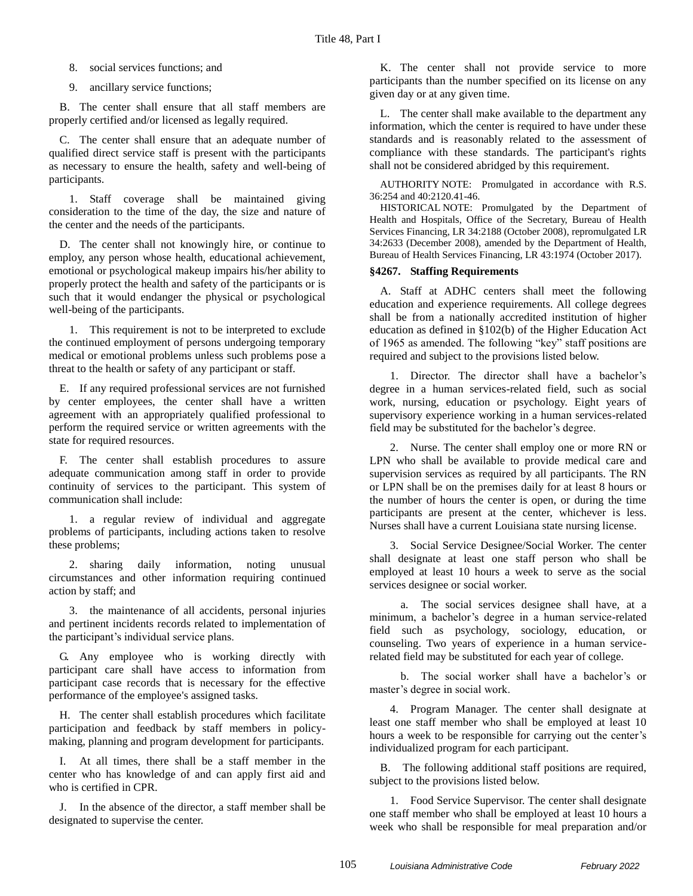8. social services functions; and

9. ancillary service functions;

B. The center shall ensure that all staff members are properly certified and/or licensed as legally required.

C. The center shall ensure that an adequate number of qualified direct service staff is present with the participants as necessary to ensure the health, safety and well-being of participants.

1. Staff coverage shall be maintained giving consideration to the time of the day, the size and nature of the center and the needs of the participants.

D. The center shall not knowingly hire, or continue to employ, any person whose health, educational achievement, emotional or psychological makeup impairs his/her ability to properly protect the health and safety of the participants or is such that it would endanger the physical or psychological well-being of the participants.

1. This requirement is not to be interpreted to exclude the continued employment of persons undergoing temporary medical or emotional problems unless such problems pose a threat to the health or safety of any participant or staff.

E. If any required professional services are not furnished by center employees, the center shall have a written agreement with an appropriately qualified professional to perform the required service or written agreements with the state for required resources.

F. The center shall establish procedures to assure adequate communication among staff in order to provide continuity of services to the participant. This system of communication shall include:

1. a regular review of individual and aggregate problems of participants, including actions taken to resolve these problems;

2. sharing daily information, noting unusual circumstances and other information requiring continued action by staff; and

3. the maintenance of all accidents, personal injuries and pertinent incidents records related to implementation of the participant's individual service plans.

G. Any employee who is working directly with participant care shall have access to information from participant case records that is necessary for the effective performance of the employee's assigned tasks.

H. The center shall establish procedures which facilitate participation and feedback by staff members in policy-making, planning and program development for participants.

I. At all times, there shall be a staff member in the center who has knowledge of and can apply first aid and who is certified in CPR.

J. In the absence of the director, a staff member shall be designated to supervise the center.

K. The center shall not provide service to more participants than the number specified on its license on any given day or at any given time.

L. The center shall make available to the department any information, which the center is required to have under these standards and is reasonably related to the assessment of compliance with these standards. The participant's rights shall not be considered abridged by this requirement.

AUTHORITY NOTE: Promulgated in accordance with R.S. 36:254 and 40:2120.41-46.

HISTORICAL NOTE: Promulgated by the Department of Health and Hospitals, Office of the Secretary, Bureau of Health Services Financing, LR 34:2188 (October 2008), repromulgated LR 34:2633 (December 2008), amended by the Department of Health, Bureau of Health Services Financing, LR 43:1974 (October 2017).

### §4267. Staffing Requirements

A. Staff at ADHC centers shall meet the following education and experience requirements. All college degrees shall be from a nationally accredited institution of higher education as defined in §102(b) of the Higher Education Act of 1965 as amended. The following "key" staff positions are required and subject to the provisions listed below.

1. Director. The director shall have a bachelor's degree in a human services-related field, such as social work, nursing, education or psychology. Eight years of supervisory experience working in a human services-related field may be substituted for the bachelor's degree.

2. Nurse. The center shall employ one or more RN or LPN who shall be available to provide medical care and supervision services as required by all participants. The RN or LPN shall be on the premises daily for at least 8 hours or the number of hours the center is open, or during the time participants are present at the center, whichever is less. Nurses shall have a current Louisiana state nursing license.

3. Social Service Designee/Social Worker. The center shall designate at least one staff person who shall be employed at least 10 hours a week to serve as the social services designee or social worker.

a. The social services designee shall have, at a minimum, a bachelor's degree in a human service-related field such as psychology, sociology, education, or counseling. Two years of experience in a human service-related field may be substituted for each year of college.

b. The social worker shall have a bachelor's or master's degree in social work.

4. Program Manager. The center shall designate at least one staff member who shall be employed at least 10 hours a week to be responsible for carrying out the center's individualized program for each participant.

B. The following additional staff positions are required, subject to the provisions listed below.

1. Food Service Supervisor. The center shall designate one staff member who shall be employed at least 10 hours a week who shall be responsible for meal preparation and/or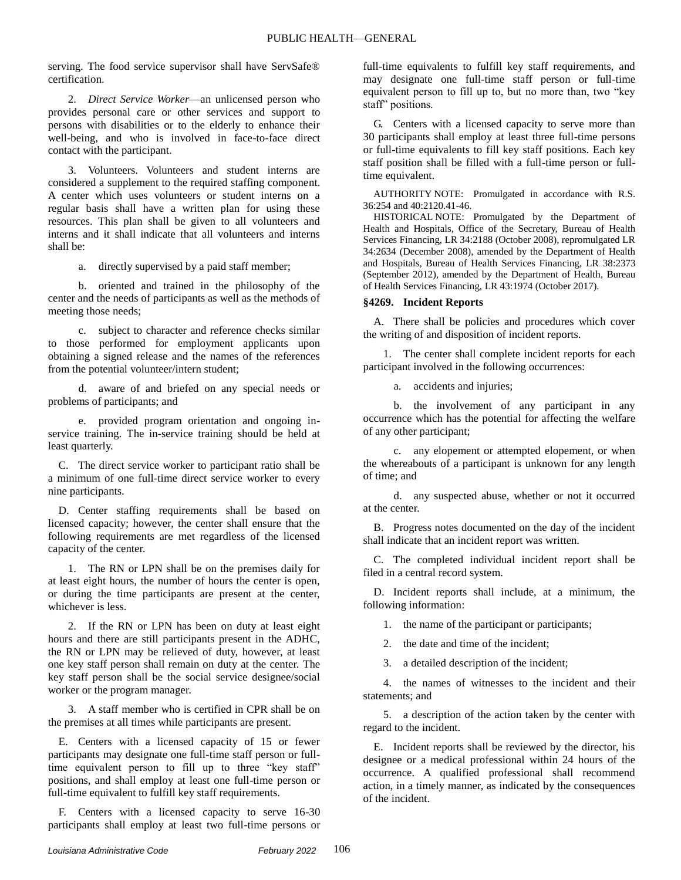serving. The food service supervisor shall have ServSafe® certification.

2. *Direct Service Worker*—an unlicensed person who provides personal care or other services and support to persons with disabilities or to the elderly to enhance their well-being, and who is involved in face-to-face direct contact with the participant.

3. Volunteers. Volunteers and student interns are considered a supplement to the required staffing component. A center which uses volunteers or student interns on a regular basis shall have a written plan for using these resources. This plan shall be given to all volunteers and interns and it shall indicate that all volunteers and interns shall be:

a. directly supervised by a paid staff member;

b. oriented and trained in the philosophy of the center and the needs of participants as well as the methods of meeting those needs;

c. subject to character and reference checks similar to those performed for employment applicants upon obtaining a signed release and the names of the references from the potential volunteer/intern student;

d. aware of and briefed on any special needs or problems of participants; and

e. provided program orientation and ongoing in-service training. The in-service training should be held at least quarterly.

C. The direct service worker to participant ratio shall be a minimum of one full-time direct service worker to every nine participants.

D. Center staffing requirements shall be based on licensed capacity; however, the center shall ensure that the following requirements are met regardless of the licensed capacity of the center.

1. The RN or LPN shall be on the premises daily for at least eight hours, the number of hours the center is open, or during the time participants are present at the center, whichever is less.

2. If the RN or LPN has been on duty at least eight hours and there are still participants present in the ADHC, the RN or LPN may be relieved of duty, however, at least one key staff person shall remain on duty at the center. The key staff person shall be the social service designee/social worker or the program manager.

3. A staff member who is certified in CPR shall be on the premises at all times while participants are present.

E. Centers with a licensed capacity of 15 or fewer participants may designate one full-time staff person or full-time equivalent person to fill up to three "key staff" positions, and shall employ at least one full-time person or full-time equivalent to fulfill key staff requirements.

F. Centers with a licensed capacity to serve 16-30 participants shall employ at least two full-time persons or full-time equivalents to fulfill key staff requirements, and may designate one full-time staff person or full-time equivalent person to fill up to, but no more than, two "key staff" positions.

G. Centers with a licensed capacity to serve more than 30 participants shall employ at least three full-time persons or full-time equivalents to fill key staff positions. Each key staff position shall be filled with a full-time person or full-time equivalent.

AUTHORITY NOTE: Promulgated in accordance with R.S. 36:254 and 40:2120.41-46.

HISTORICAL NOTE: Promulgated by the Department of Health and Hospitals, Office of the Secretary, Bureau of Health Services Financing, LR 34:2188 (October 2008), repromulgated LR 34:2634 (December 2008), amended by the Department of Health and Hospitals, Bureau of Health Services Financing, LR 38:2373 (September 2012), amended by the Department of Health, Bureau of Health Services Financing, LR 43:1974 (October 2017).

### §4269. Incident Reports

A. There shall be policies and procedures which cover the writing of and disposition of incident reports.

1. The center shall complete incident reports for each participant involved in the following occurrences:

a. accidents and injuries;

b. the involvement of any participant in any occurrence which has the potential for affecting the welfare of any other participant;

c. any elopement or attempted elopement, or when the whereabouts of a participant is unknown for any length of time; and

d. any suspected abuse, whether or not it occurred at the center.

B. Progress notes documented on the day of the incident shall indicate that an incident report was written.

C. The completed individual incident report shall be filed in a central record system.

D. Incident reports shall include, at a minimum, the following information:

1. the name of the participant or participants;

2. the date and time of the incident;

3. a detailed description of the incident;

4. the names of witnesses to the incident and their statements; and

5. a description of the action taken by the center with regard to the incident.

E. Incident reports shall be reviewed by the director, his designee or a medical professional within 24 hours of the occurrence. A qualified professional shall recommend action, in a timely manner, as indicated by the consequences of the incident.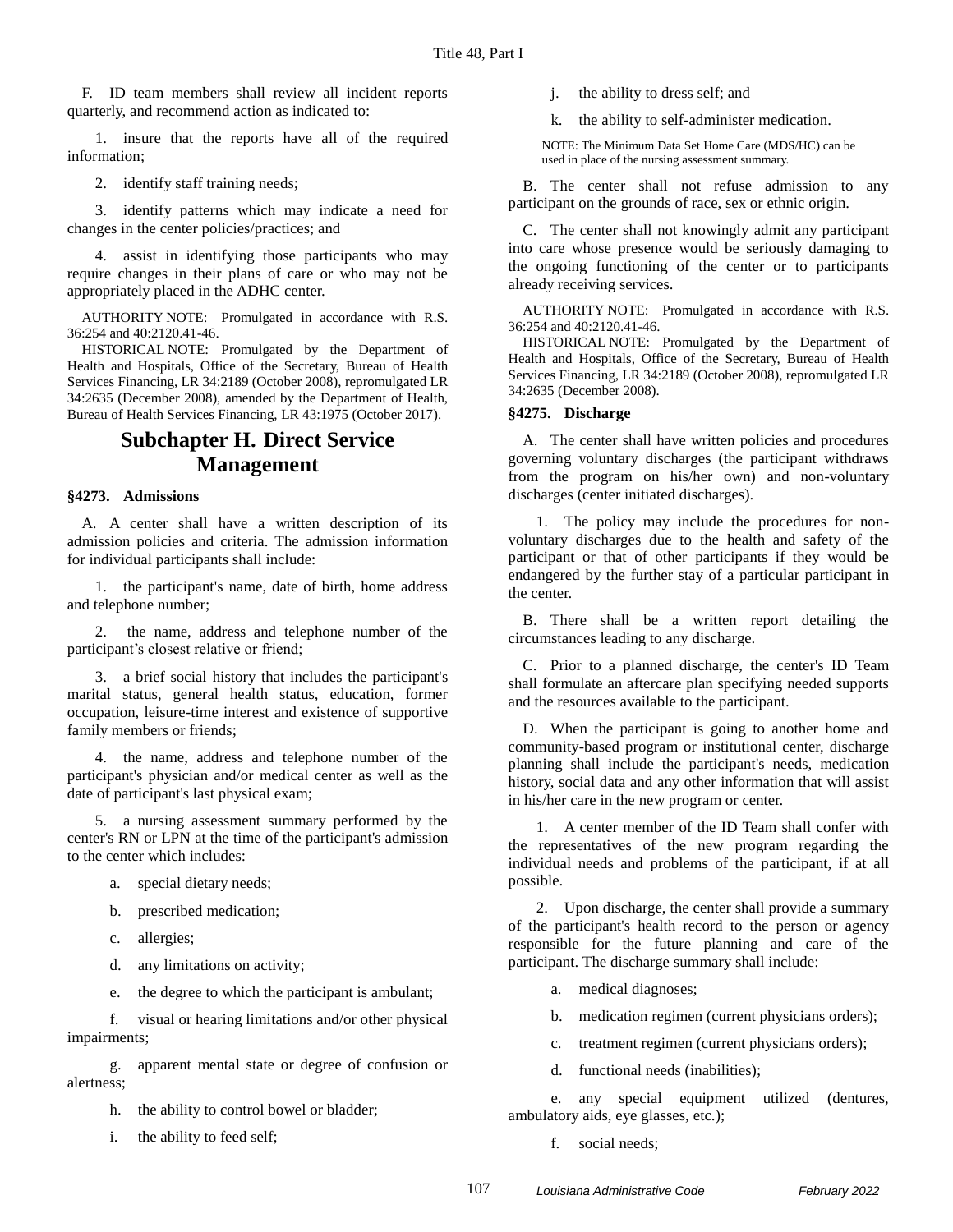F. ID team members shall review all incident reports quarterly, and recommend action as indicated to:

1. insure that the reports have all of the required information;

2. identify staff training needs;

3. identify patterns which may indicate a need for changes in the center policies/practices; and

4. assist in identifying those participants who may require changes in their plans of care or who may not be appropriately placed in the ADHC center.

AUTHORITY NOTE: Promulgated in accordance with R.S. 36:254 and 40:2120.41-46.

HISTORICAL NOTE: Promulgated by the Department of Health and Hospitals, Office of the Secretary, Bureau of Health Services Financing, LR 34:2189 (October 2008), repromulgated LR 34:2635 (December 2008), amended by the Department of Health, Bureau of Health Services Financing, LR 43:1975 (October 2017).

## Subchapter H. Direct Service Management

### §4273. Admissions

A. A center shall have a written description of its admission policies and criteria. The admission information for individual participants shall include:

1. the participant's name, date of birth, home address and telephone number;

2. the name, address and telephone number of the participant's closest relative or friend;

3. a brief social history that includes the participant's marital status, general health status, education, former occupation, leisure-time interest and existence of supportive family members or friends;

4. the name, address and telephone number of the participant's physician and/or medical center as well as the date of participant's last physical exam;

5. a nursing assessment summary performed by the center's RN or LPN at the time of the participant's admission to the center which includes:

a. special dietary needs;

b. prescribed medication;

c. allergies;

d. any limitations on activity;

e. the degree to which the participant is ambulant;

f. visual or hearing limitations and/or other physical impairments;

g. apparent mental state or degree of confusion or alertness;

h. the ability to control bowel or bladder;

i. the ability to feed self;

j. the ability to dress self; and

k. the ability to self-administer medication.

NOTE: The Minimum Data Set Home Care (MDS/HC) can be used in place of the nursing assessment summary.

B. The center shall not refuse admission to any participant on the grounds of race, sex or ethnic origin.

C. The center shall not knowingly admit any participant into care whose presence would be seriously damaging to the ongoing functioning of the center or to participants already receiving services.

AUTHORITY NOTE: Promulgated in accordance with R.S. 36:254 and 40:2120.41-46.

HISTORICAL NOTE: Promulgated by the Department of Health and Hospitals, Office of the Secretary, Bureau of Health Services Financing, LR 34:2189 (October 2008), repromulgated LR 34:2635 (December 2008).

### §4275. Discharge

A. The center shall have written policies and procedures governing voluntary discharges (the participant withdraws from the program on his/her own) and non-voluntary discharges (center initiated discharges).

1. The policy may include the procedures for non-voluntary discharges due to the health and safety of the participant or that of other participants if they would be endangered by the further stay of a particular participant in the center.

B. There shall be a written report detailing the circumstances leading to any discharge.

C. Prior to a planned discharge, the center's ID Team shall formulate an aftercare plan specifying needed supports and the resources available to the participant.

D. When the participant is going to another home and community-based program or institutional center, discharge planning shall include the participant's needs, medication history, social data and any other information that will assist in his/her care in the new program or center.

1. A center member of the ID Team shall confer with the representatives of the new program regarding the individual needs and problems of the participant, if at all possible.

2. Upon discharge, the center shall provide a summary of the participant's health record to the person or agency responsible for the future planning and care of the participant. The discharge summary shall include:

a. medical diagnoses;

b. medication regimen (current physicians orders);

c. treatment regimen (current physicians orders);

d. functional needs (inabilities);

e. any special equipment utilized (dentures, ambulatory aids, eye glasses, etc.);

f. social needs;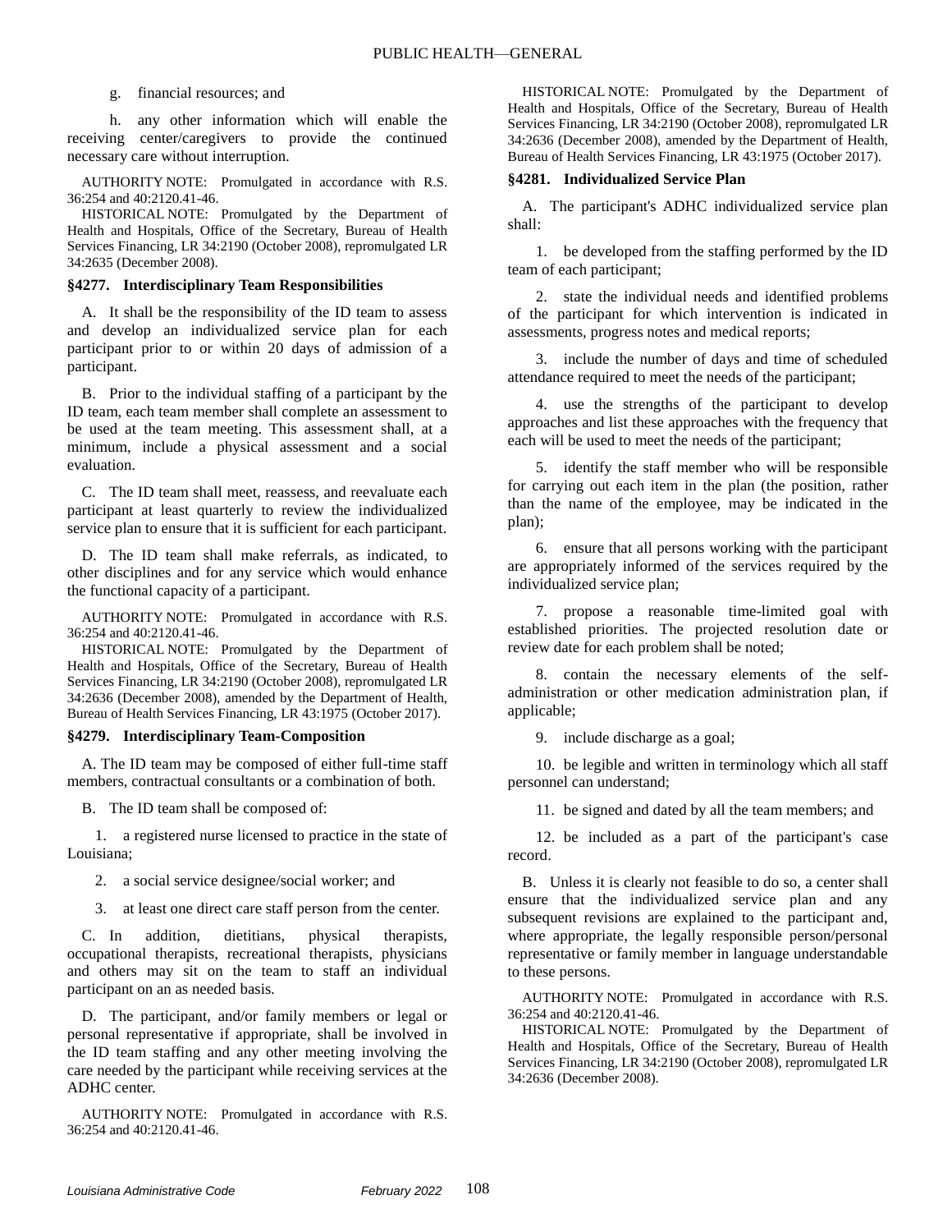g. financial resources; and

h. any other information which will enable the receiving center/caregivers to provide the continued necessary care without interruption.

AUTHORITY NOTE: Promulgated in accordance with R.S. 36:254 and 40:2120.41-46.

HISTORICAL NOTE: Promulgated by the Department of Health and Hospitals, Office of the Secretary, Bureau of Health Services Financing, LR 34:2190 (October 2008), repromulgated LR 34:2635 (December 2008).

### §4277. Interdisciplinary Team Responsibilities

A. It shall be the responsibility of the ID team to assess and develop an individualized service plan for each participant prior to or within 20 days of admission of a participant.

B. Prior to the individual staffing of a participant by the ID team, each team member shall complete an assessment to be used at the team meeting. This assessment shall, at a minimum, include a physical assessment and a social evaluation.

C. The ID team shall meet, reassess, and reevaluate each participant at least quarterly to review the individualized service plan to ensure that it is sufficient for each participant.

D. The ID team shall make referrals, as indicated, to other disciplines and for any service which would enhance the functional capacity of a participant.

AUTHORITY NOTE: Promulgated in accordance with R.S. 36:254 and 40:2120.41-46.

HISTORICAL NOTE: Promulgated by the Department of Health and Hospitals, Office of the Secretary, Bureau of Health Services Financing, LR 34:2190 (October 2008), repromulgated LR 34:2636 (December 2008), amended by the Department of Health, Bureau of Health Services Financing, LR 43:1975 (October 2017).

### §4279. Interdisciplinary Team-Composition

A. The ID team may be composed of either full-time staff members, contractual consultants or a combination of both.

B. The ID team shall be composed of:

1. a registered nurse licensed to practice in the state of Louisiana;

2. a social service designee/social worker; and

3. at least one direct care staff person from the center.

C. In addition, dietitians, physical therapists, occupational therapists, recreational therapists, physicians and others may sit on the team to staff an individual participant on an as needed basis.

D. The participant, and/or family members or legal or personal representative if appropriate, shall be involved in the ID team staffing and any other meeting involving the care needed by the participant while receiving services at the ADHC center.

AUTHORITY NOTE: Promulgated in accordance with R.S. 36:254 and 40:2120.41-46.

HISTORICAL NOTE: Promulgated by the Department of Health and Hospitals, Office of the Secretary, Bureau of Health Services Financing, LR 34:2190 (October 2008), repromulgated LR 34:2636 (December 2008), amended by the Department of Health, Bureau of Health Services Financing, LR 43:1975 (October 2017).

### §4281. Individualized Service Plan

A. The participant's ADHC individualized service plan shall:

1. be developed from the staffing performed by the ID team of each participant;

2. state the individual needs and identified problems of the participant for which intervention is indicated in assessments, progress notes and medical reports;

3. include the number of days and time of scheduled attendance required to meet the needs of the participant;

4. use the strengths of the participant to develop approaches and list these approaches with the frequency that each will be used to meet the needs of the participant;

5. identify the staff member who will be responsible for carrying out each item in the plan (the position, rather than the name of the employee, may be indicated in the plan);

6. ensure that all persons working with the participant are appropriately informed of the services required by the individualized service plan;

7. propose a reasonable time-limited goal with established priorities. The projected resolution date or review date for each problem shall be noted;

8. contain the necessary elements of the self-administration or other medication administration plan, if applicable;

9. include discharge as a goal;

10. be legible and written in terminology which all staff personnel can understand;

11. be signed and dated by all the team members; and

12. be included as a part of the participant's case record.

B. Unless it is clearly not feasible to do so, a center shall ensure that the individualized service plan and any subsequent revisions are explained to the participant and, where appropriate, the legally responsible person/personal representative or family member in language understandable to these persons.

AUTHORITY NOTE: Promulgated in accordance with R.S. 36:254 and 40:2120.41-46.

HISTORICAL NOTE: Promulgated by the Department of Health and Hospitals, Office of the Secretary, Bureau of Health Services Financing, LR 34:2190 (October 2008), repromulgated LR 34:2636 (December 2008).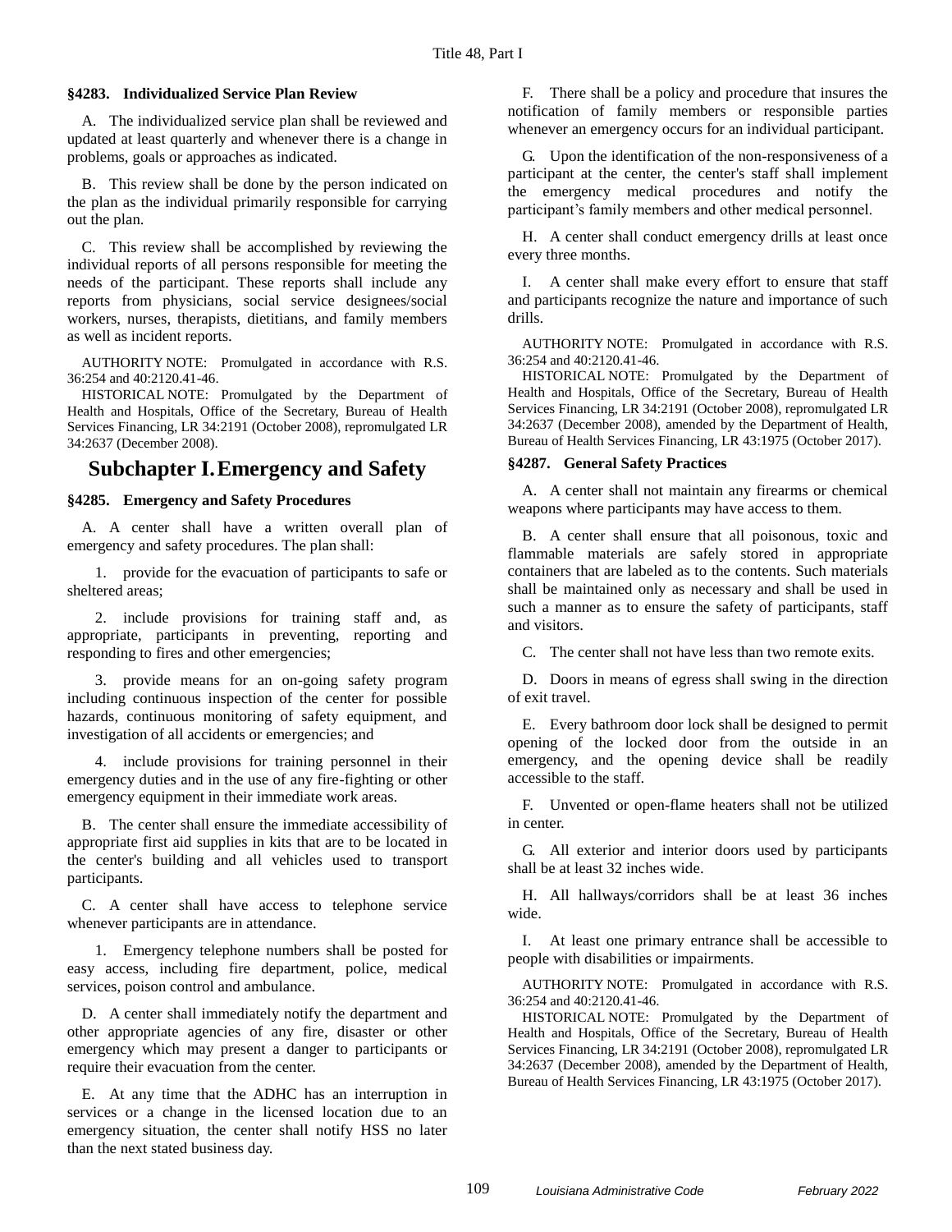### §4283. Individualized Service Plan Review

A. The individualized service plan shall be reviewed and updated at least quarterly and whenever there is a change in problems, goals or approaches as indicated.

B. This review shall be done by the person indicated on the plan as the individual primarily responsible for carrying out the plan.

C. This review shall be accomplished by reviewing the individual reports of all persons responsible for meeting the needs of the participant. These reports shall include any reports from physicians, social service designees/social workers, nurses, therapists, dietitians, and family members as well as incident reports.

AUTHORITY NOTE: Promulgated in accordance with R.S. 36:254 and 40:2120.41-46.

HISTORICAL NOTE: Promulgated by the Department of Health and Hospitals, Office of the Secretary, Bureau of Health Services Financing, LR 34:2191 (October 2008), repromulgated LR 34:2637 (December 2008).

## Subchapter I. Emergency and Safety

### §4285. Emergency and Safety Procedures

A. A center shall have a written overall plan of emergency and safety procedures. The plan shall:

1. provide for the evacuation of participants to safe or sheltered areas;

2. include provisions for training staff and, as appropriate, participants in preventing, reporting and responding to fires and other emergencies;

3. provide means for an on-going safety program including continuous inspection of the center for possible hazards, continuous monitoring of safety equipment, and investigation of all accidents or emergencies; and

4. include provisions for training personnel in their emergency duties and in the use of any fire-fighting or other emergency equipment in their immediate work areas.

B. The center shall ensure the immediate accessibility of appropriate first aid supplies in kits that are to be located in the center's building and all vehicles used to transport participants.

C. A center shall have access to telephone service whenever participants are in attendance.

1. Emergency telephone numbers shall be posted for easy access, including fire department, police, medical services, poison control and ambulance.

D. A center shall immediately notify the department and other appropriate agencies of any fire, disaster or other emergency which may present a danger to participants or require their evacuation from the center.

E. At any time that the ADHC has an interruption in services or a change in the licensed location due to an emergency situation, the center shall notify HSS no later than the next stated business day.

F. There shall be a policy and procedure that insures the notification of family members or responsible parties whenever an emergency occurs for an individual participant.

G. Upon the identification of the non-responsiveness of a participant at the center, the center's staff shall implement the emergency medical procedures and notify the participant's family members and other medical personnel.

H. A center shall conduct emergency drills at least once every three months.

I. A center shall make every effort to ensure that staff and participants recognize the nature and importance of such drills.

AUTHORITY NOTE: Promulgated in accordance with R.S. 36:254 and 40:2120.41-46.

HISTORICAL NOTE: Promulgated by the Department of Health and Hospitals, Office of the Secretary, Bureau of Health Services Financing, LR 34:2191 (October 2008), repromulgated LR 34:2637 (December 2008), amended by the Department of Health, Bureau of Health Services Financing, LR 43:1975 (October 2017).

### §4287. General Safety Practices

A. A center shall not maintain any firearms or chemical weapons where participants may have access to them.

B. A center shall ensure that all poisonous, toxic and flammable materials are safely stored in appropriate containers that are labeled as to the contents. Such materials shall be maintained only as necessary and shall be used in such a manner as to ensure the safety of participants, staff and visitors.

C. The center shall not have less than two remote exits.

D. Doors in means of egress shall swing in the direction of exit travel.

E. Every bathroom door lock shall be designed to permit opening of the locked door from the outside in an emergency, and the opening device shall be readily accessible to the staff.

F. Unvented or open-flame heaters shall not be utilized in center.

G. All exterior and interior doors used by participants shall be at least 32 inches wide.

H. All hallways/corridors shall be at least 36 inches wide.

I. At least one primary entrance shall be accessible to people with disabilities or impairments.

AUTHORITY NOTE: Promulgated in accordance with R.S. 36:254 and 40:2120.41-46.

HISTORICAL NOTE: Promulgated by the Department of Health and Hospitals, Office of the Secretary, Bureau of Health Services Financing, LR 34:2191 (October 2008), repromulgated LR 34:2637 (December 2008), amended by the Department of Health, Bureau of Health Services Financing, LR 43:1975 (October 2017).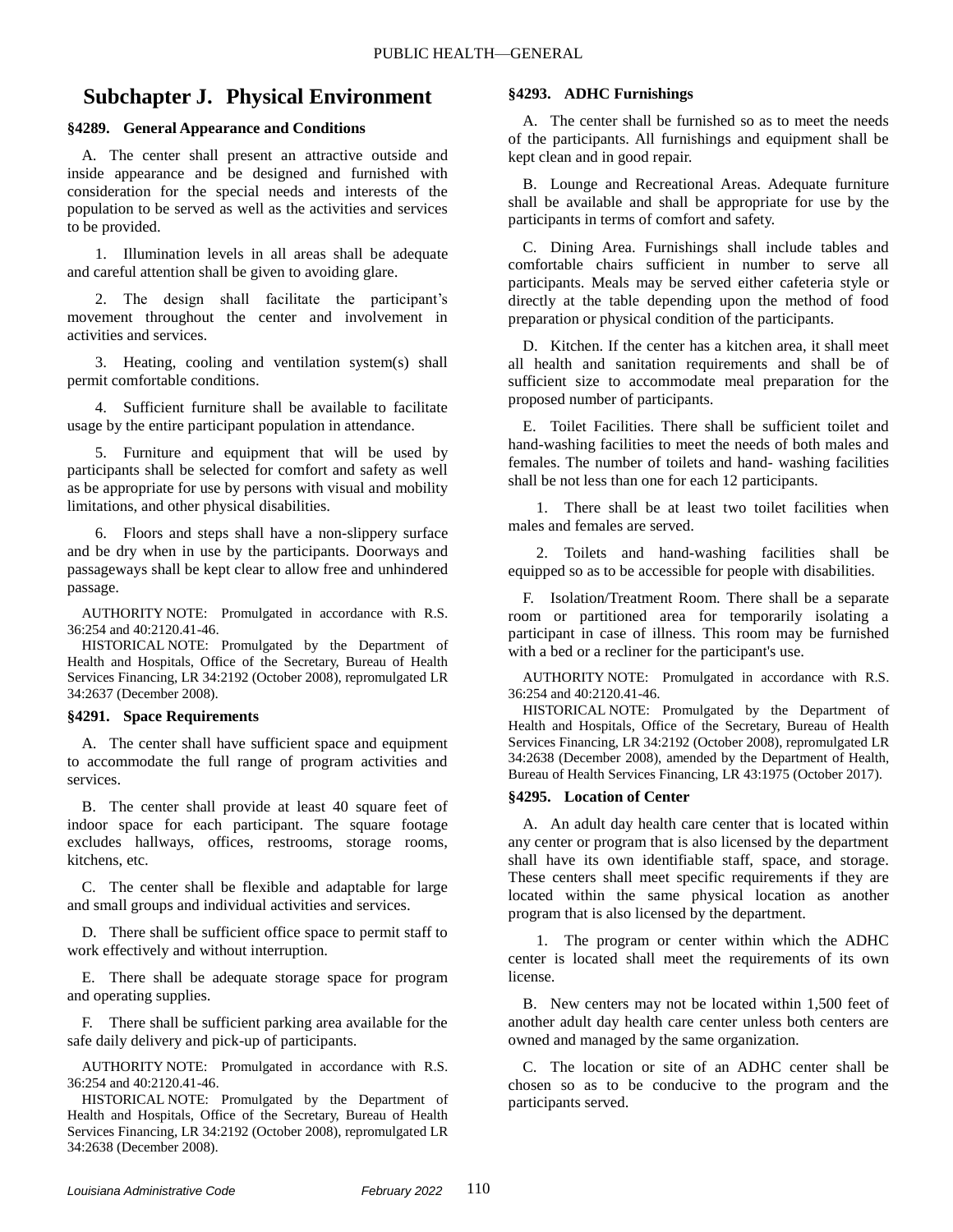## Subchapter J. Physical Environment

### §4289. General Appearance and Conditions

A. The center shall present an attractive outside and inside appearance and be designed and furnished with consideration for the special needs and interests of the population to be served as well as the activities and services to be provided.

1. Illumination levels in all areas shall be adequate and careful attention shall be given to avoiding glare.

2. The design shall facilitate the participant's movement throughout the center and involvement in activities and services.

3. Heating, cooling and ventilation system(s) shall permit comfortable conditions.

4. Sufficient furniture shall be available to facilitate usage by the entire participant population in attendance.

5. Furniture and equipment that will be used by participants shall be selected for comfort and safety as well as be appropriate for use by persons with visual and mobility limitations, and other physical disabilities.

6. Floors and steps shall have a non-slippery surface and be dry when in use by the participants. Doorways and passageways shall be kept clear to allow free and unhindered passage.

AUTHORITY NOTE: Promulgated in accordance with R.S. 36:254 and 40:2120.41-46.

HISTORICAL NOTE: Promulgated by the Department of Health and Hospitals, Office of the Secretary, Bureau of Health Services Financing, LR 34:2192 (October 2008), repromulgated LR 34:2637 (December 2008).

### §4291. Space Requirements

A. The center shall have sufficient space and equipment to accommodate the full range of program activities and services.

B. The center shall provide at least 40 square feet of indoor space for each participant. The square footage excludes hallways, offices, restrooms, storage rooms, kitchens, etc.

C. The center shall be flexible and adaptable for large and small groups and individual activities and services.

D. There shall be sufficient office space to permit staff to work effectively and without interruption.

E. There shall be adequate storage space for program and operating supplies.

F. There shall be sufficient parking area available for the safe daily delivery and pick-up of participants.

AUTHORITY NOTE: Promulgated in accordance with R.S. 36:254 and 40:2120.41-46.

HISTORICAL NOTE: Promulgated by the Department of Health and Hospitals, Office of the Secretary, Bureau of Health Services Financing, LR 34:2192 (October 2008), repromulgated LR 34:2638 (December 2008).

### §4293. ADHC Furnishings

A. The center shall be furnished so as to meet the needs of the participants. All furnishings and equipment shall be kept clean and in good repair.

B. Lounge and Recreational Areas. Adequate furniture shall be available and shall be appropriate for use by the participants in terms of comfort and safety.

C. Dining Area. Furnishings shall include tables and comfortable chairs sufficient in number to serve all participants. Meals may be served either cafeteria style or directly at the table depending upon the method of food preparation or physical condition of the participants.

D. Kitchen. If the center has a kitchen area, it shall meet all health and sanitation requirements and shall be of sufficient size to accommodate meal preparation for the proposed number of participants.

E. Toilet Facilities. There shall be sufficient toilet and hand-washing facilities to meet the needs of both males and females. The number of toilets and hand- washing facilities shall be not less than one for each 12 participants.

1. There shall be at least two toilet facilities when males and females are served.

2. Toilets and hand-washing facilities shall be equipped so as to be accessible for people with disabilities.

F. Isolation/Treatment Room. There shall be a separate room or partitioned area for temporarily isolating a participant in case of illness. This room may be furnished with a bed or a recliner for the participant's use.

AUTHORITY NOTE: Promulgated in accordance with R.S. 36:254 and 40:2120.41-46.

HISTORICAL NOTE: Promulgated by the Department of Health and Hospitals, Office of the Secretary, Bureau of Health Services Financing, LR 34:2192 (October 2008), repromulgated LR 34:2638 (December 2008), amended by the Department of Health, Bureau of Health Services Financing, LR 43:1975 (October 2017).

### §4295. Location of Center

A. An adult day health care center that is located within any center or program that is also licensed by the department shall have its own identifiable staff, space, and storage. These centers shall meet specific requirements if they are located within the same physical location as another program that is also licensed by the department.

1. The program or center within which the ADHC center is located shall meet the requirements of its own license.

B. New centers may not be located within 1,500 feet of another adult day health care center unless both centers are owned and managed by the same organization.

C. The location or site of an ADHC center shall be chosen so as to be conducive to the program and the participants served.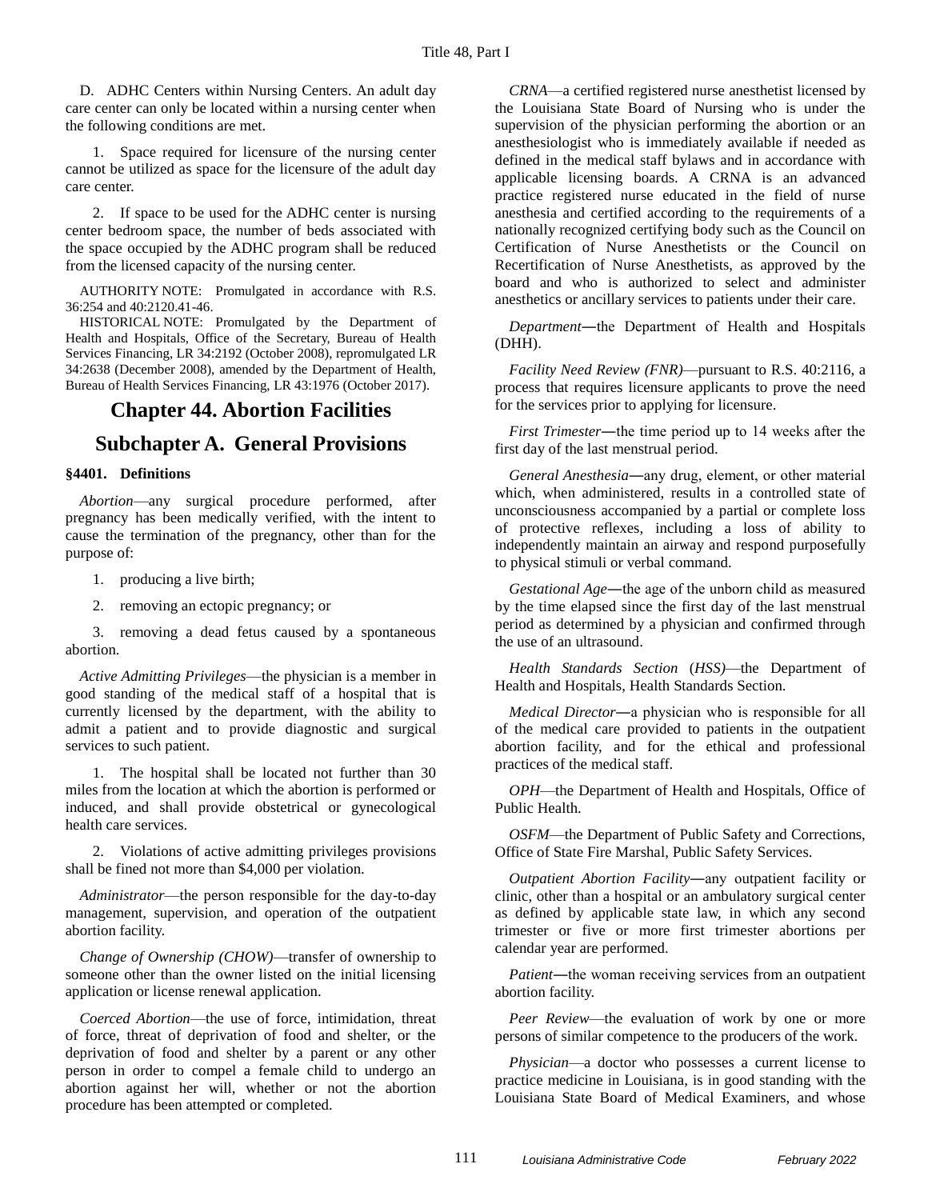D. ADHC Centers within Nursing Centers. An adult day care center can only be located within a nursing center when the following conditions are met.

1. Space required for licensure of the nursing center cannot be utilized as space for the licensure of the adult day care center.

2. If space to be used for the ADHC center is nursing center bedroom space, the number of beds associated with the space occupied by the ADHC program shall be reduced from the licensed capacity of the nursing center.

AUTHORITY NOTE: Promulgated in accordance with R.S. 36:254 and 40:2120.41-46.

HISTORICAL NOTE: Promulgated by the Department of Health and Hospitals, Office of the Secretary, Bureau of Health Services Financing, LR 34:2192 (October 2008), repromulgated LR 34:2638 (December 2008), amended by the Department of Health, Bureau of Health Services Financing, LR 43:1976 (October 2017).

# Chapter 44. Abortion Facilities

## Subchapter A. General Provisions

### §4401. Definitions

*Abortion*—any surgical procedure performed, after pregnancy has been medically verified, with the intent to cause the termination of the pregnancy, other than for the purpose of:

1. producing a live birth;

2. removing an ectopic pregnancy; or

3. removing a dead fetus caused by a spontaneous abortion.

*Active Admitting Privileges*—the physician is a member in good standing of the medical staff of a hospital that is currently licensed by the department, with the ability to admit a patient and to provide diagnostic and surgical services to such patient.

1. The hospital shall be located not further than 30 miles from the location at which the abortion is performed or induced, and shall provide obstetrical or gynecological health care services.

2. Violations of active admitting privileges provisions shall be fined not more than $4,000 per violation.

*Administrator*—the person responsible for the day-to-day management, supervision, and operation of the outpatient abortion facility.

*Change of Ownership (CHOW)*—transfer of ownership to someone other than the owner listed on the initial licensing application or license renewal application.

*Coerced Abortion*—the use of force, intimidation, threat of force, threat of deprivation of food and shelter, or the deprivation of food and shelter by a parent or any other person in order to compel a female child to undergo an abortion against her will, whether or not the abortion procedure has been attempted or completed.

*CRNA*—a certified registered nurse anesthetist licensed by the Louisiana State Board of Nursing who is under the supervision of the physician performing the abortion or an anesthesiologist who is immediately available if needed as defined in the medical staff bylaws and in accordance with applicable licensing boards. A CRNA is an advanced practice registered nurse educated in the field of nurse anesthesia and certified according to the requirements of a nationally recognized certifying body such as the Council on Certification of Nurse Anesthetists or the Council on Recertification of Nurse Anesthetists, as approved by the board and who is authorized to select and administer anesthetics or ancillary services to patients under their care.

*Department*—the Department of Health and Hospitals (DHH).

*Facility Need Review (FNR)*—pursuant to R.S. 40:2116, a process that requires licensure applicants to prove the need for the services prior to applying for licensure.

*First Trimester*—the time period up to 14 weeks after the first day of the last menstrual period.

*General Anesthesia*—any drug, element, or other material which, when administered, results in a controlled state of unconsciousness accompanied by a partial or complete loss of protective reflexes, including a loss of ability to independently maintain an airway and respond purposefully to physical stimuli or verbal command.

*Gestational Age*—the age of the unborn child as measured by the time elapsed since the first day of the last menstrual period as determined by a physician and confirmed through the use of an ultrasound.

*Health Standards Section* (*HSS)*—the Department of Health and Hospitals, Health Standards Section.

*Medical Director*—a physician who is responsible for all of the medical care provided to patients in the outpatient abortion facility, and for the ethical and professional practices of the medical staff.

*OPH*—the Department of Health and Hospitals, Office of Public Health.

*OSFM*—the Department of Public Safety and Corrections, Office of State Fire Marshal, Public Safety Services.

*Outpatient Abortion Facility*—any outpatient facility or clinic, other than a hospital or an ambulatory surgical center as defined by applicable state law, in which any second trimester or five or more first trimester abortions per calendar year are performed.

*Patient*—the woman receiving services from an outpatient abortion facility.

*Peer Review*—the evaluation of work by one or more persons of similar competence to the producers of the work.

*Physician*—a doctor who possesses a current license to practice medicine in Louisiana, is in good standing with the Louisiana State Board of Medical Examiners, and whose